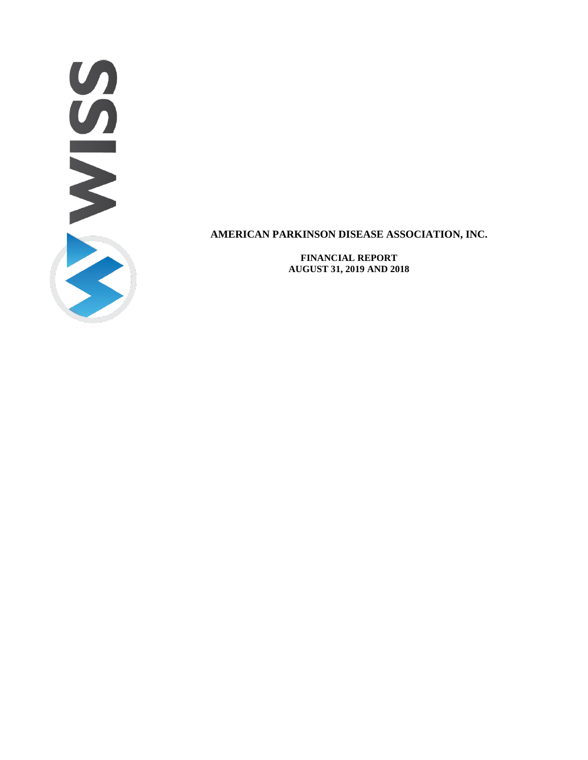# AMERICAN PARKINSON DISEASE ASSOCIATION, INC.

**FINANCIAL REPORT**
**AUGUST 31, 2019 AND 2018**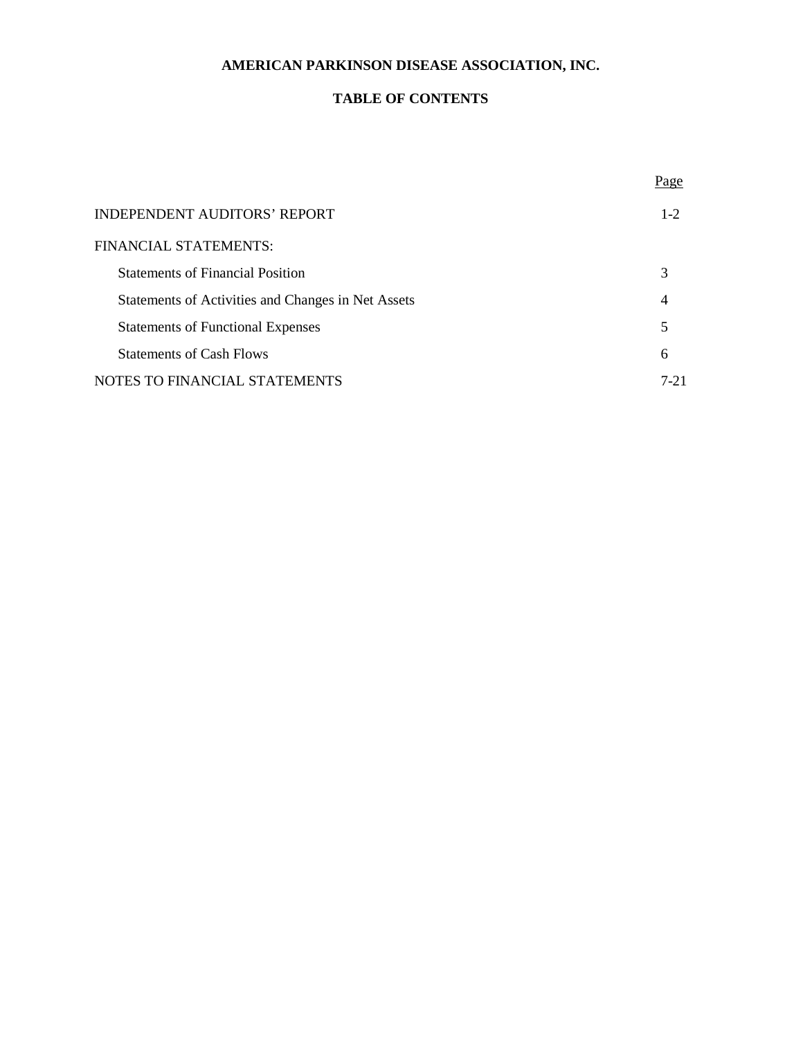# AMERICAN PARKINSON DISEASE ASSOCIATION, INC.

## TABLE OF CONTENTS

| | Page |
|---|---|
| INDEPENDENT AUDITORS' REPORT | 1-2 |
| FINANCIAL STATEMENTS: | |
| Statements of Financial Position | 3 |
| Statements of Activities and Changes in Net Assets | 4 |
| Statements of Functional Expenses | 5 |
| Statements of Cash Flows | 6 |
| NOTES TO FINANCIAL STATEMENTS | 7-21 |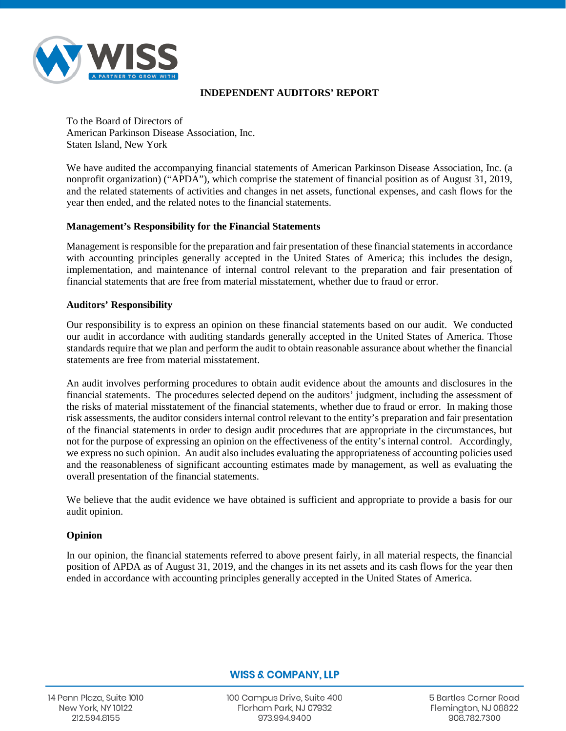# INDEPENDENT AUDITORS' REPORT

To the Board of Directors of
American Parkinson Disease Association, Inc.
Staten Island, New York

We have audited the accompanying financial statements of American Parkinson Disease Association, Inc. (a nonprofit organization) ("APDA"), which comprise the statement of financial position as of August 31, 2019, and the related statements of activities and changes in net assets, functional expenses, and cash flows for the year then ended, and the related notes to the financial statements.

**Management's Responsibility for the Financial Statements**

Management is responsible for the preparation and fair presentation of these financial statements in accordance with accounting principles generally accepted in the United States of America; this includes the design, implementation, and maintenance of internal control relevant to the preparation and fair presentation of financial statements that are free from material misstatement, whether due to fraud or error.

**Auditors' Responsibility**

Our responsibility is to express an opinion on these financial statements based on our audit. We conducted our audit in accordance with auditing standards generally accepted in the United States of America. Those standards require that we plan and perform the audit to obtain reasonable assurance about whether the financial statements are free from material misstatement.

An audit involves performing procedures to obtain audit evidence about the amounts and disclosures in the financial statements. The procedures selected depend on the auditors' judgment, including the assessment of the risks of material misstatement of the financial statements, whether due to fraud or error. In making those risk assessments, the auditor considers internal control relevant to the entity's preparation and fair presentation of the financial statements in order to design audit procedures that are appropriate in the circumstances, but not for the purpose of expressing an opinion on the effectiveness of the entity's internal control. Accordingly, we express no such opinion. An audit also includes evaluating the appropriateness of accounting policies used and the reasonableness of significant accounting estimates made by management, as well as evaluating the overall presentation of the financial statements.

We believe that the audit evidence we have obtained is sufficient and appropriate to provide a basis for our audit opinion.

**Opinion**

In our opinion, the financial statements referred to above present fairly, in all material respects, the financial position of APDA as of August 31, 2019, and the changes in its net assets and its cash flows for the year then ended in accordance with accounting principles generally accepted in the United States of America.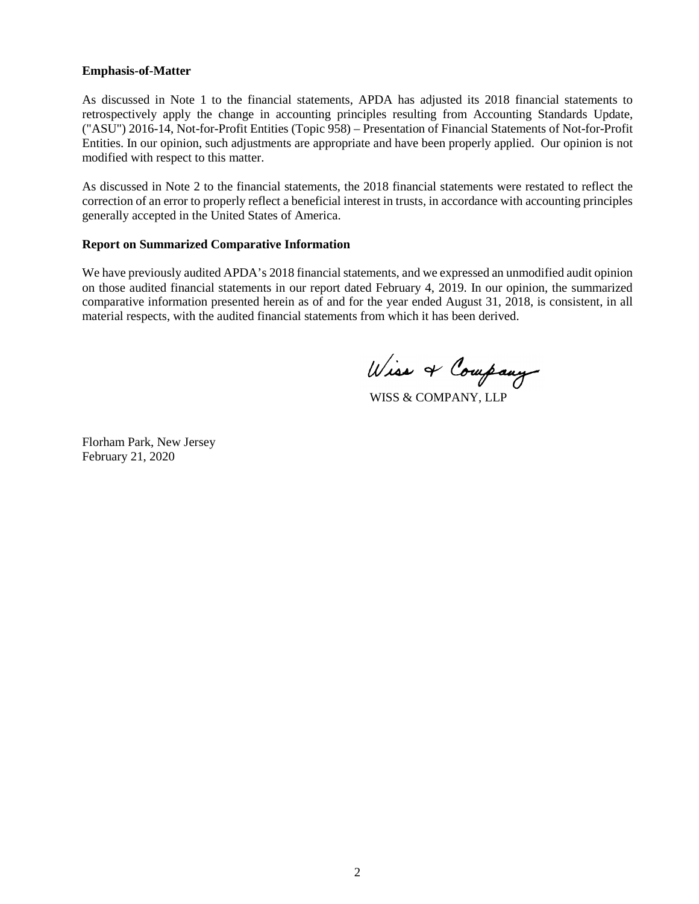**Emphasis-of-Matter**

As discussed in Note 1 to the financial statements, APDA has adjusted its 2018 financial statements to retrospectively apply the change in accounting principles resulting from Accounting Standards Update, ("ASU") 2016-14, Not-for-Profit Entities (Topic 958) – Presentation of Financial Statements of Not-for-Profit Entities. In our opinion, such adjustments are appropriate and have been properly applied. Our opinion is not modified with respect to this matter.

As discussed in Note 2 to the financial statements, the 2018 financial statements were restated to reflect the correction of an error to properly reflect a beneficial interest in trusts, in accordance with accounting principles generally accepted in the United States of America.

**Report on Summarized Comparative Information**

We have previously audited APDA's 2018 financial statements, and we expressed an unmodified audit opinion on those audited financial statements in our report dated February 4, 2019. In our opinion, the summarized comparative information presented herein as of and for the year ended August 31, 2018, is consistent, in all material respects, with the audited financial statements from which it has been derived.

Wiss & Company

WISS & COMPANY, LLP

Florham Park, New Jersey
February 21, 2020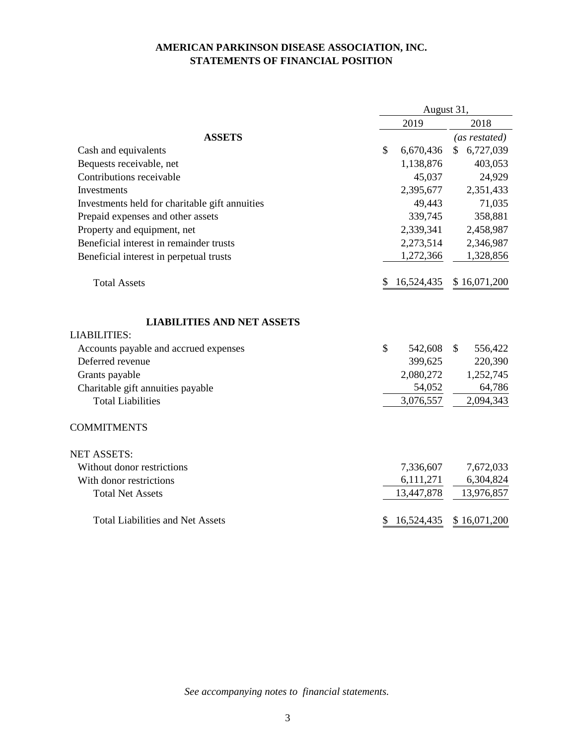# AMERICAN PARKINSON DISEASE ASSOCIATION, INC.
## STATEMENTS OF FINANCIAL POSITION

| | August 31, | |
|---|---|---|
| | 2019 | 2018 |
| **ASSETS** | | *(as restated)* |
| Cash and equivalents | $ 6,670,436 | $ 6,727,039 |
| Bequests receivable, net | 1,138,876 | 403,053 |
| Contributions receivable | 45,037 | 24,929 |
| Investments | 2,395,677 | 2,351,433 |
| Investments held for charitable gift annuities | 49,443 | 71,035 |
| Prepaid expenses and other assets | 339,745 | 358,881 |
| Property and equipment, net | 2,339,341 | 2,458,987 |
| Beneficial interest in remainder trusts | 2,273,514 | 2,346,987 |
| Beneficial interest in perpetual trusts | 1,272,366 | 1,328,856 |
| Total Assets | $ 16,524,435 | $ 16,071,200 |
| **LIABILITIES AND NET ASSETS** | | |
| LIABILITIES: | | |
| Accounts payable and accrued expenses | $ 542,608 | $ 556,422 |
| Deferred revenue | 399,625 | 220,390 |
| Grants payable | 2,080,272 | 1,252,745 |
| Charitable gift annuities payable | 54,052 | 64,786 |
| Total Liabilities | 3,076,557 | 2,094,343 |
| COMMITMENTS | | |
| NET ASSETS: | | |
| Without donor restrictions | 7,336,607 | 7,672,033 |
| With donor restrictions | 6,111,271 | 6,304,824 |
| Total Net Assets | 13,447,878 | 13,976,857 |
| Total Liabilities and Net Assets | $ 16,524,435 | $ 16,071,200 |

*See accompanying notes to financial statements.*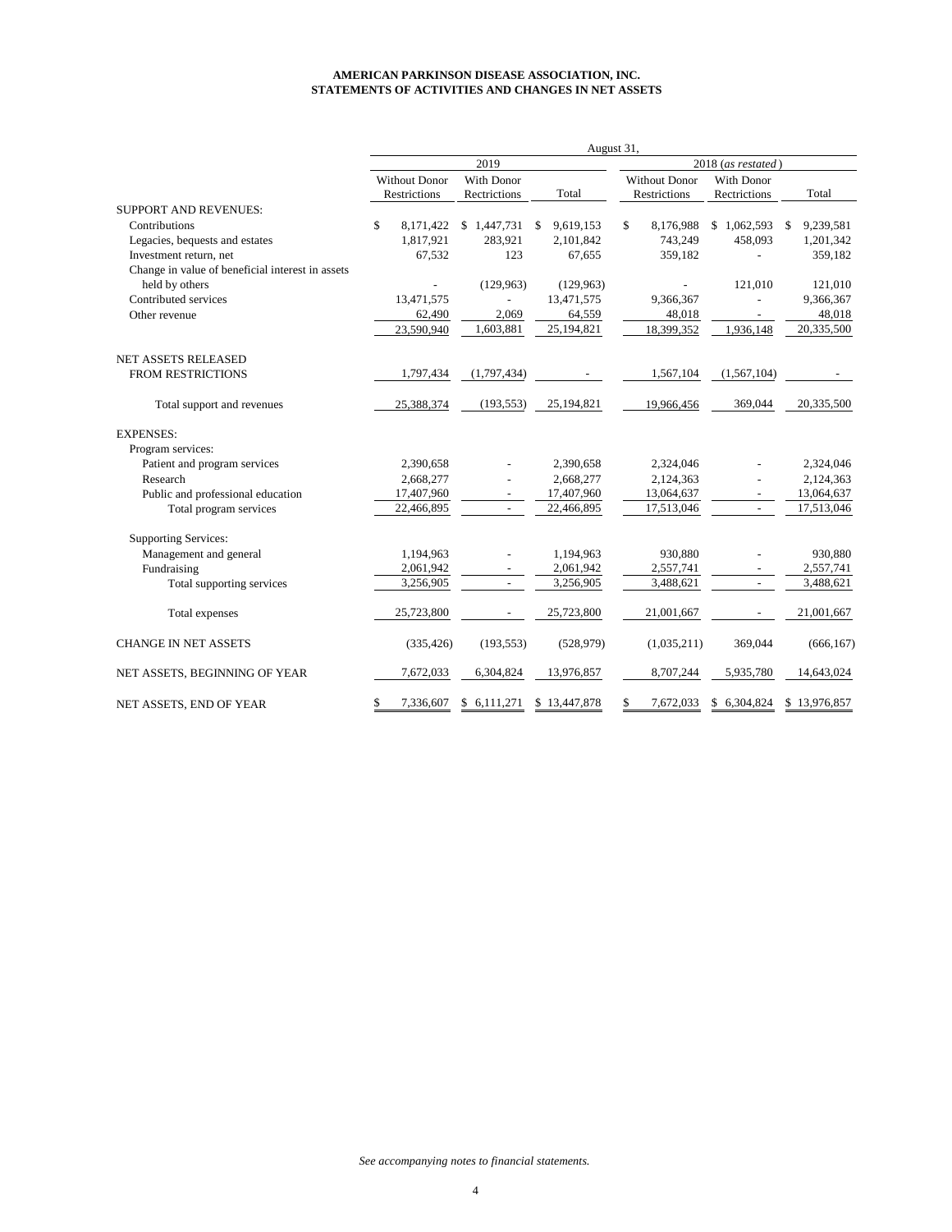**AMERICAN PARKINSON DISEASE ASSOCIATION, INC.**
**STATEMENTS OF ACTIVITIES AND CHANGES IN NET ASSETS**

| | August 31, | | | | | |
|---|---|---|---|---|---|---|
| | 2019 | | | 2018 (*as restated*) | | |
| | Without Donor Restrictions | With Donor Rectrictions | Total | Without Donor Restrictions | With Donor Restrictions | Total |
| SUPPORT AND REVENUES: | | | | | | |
| Contributions | $ 8,171,422 | $ 1,447,731 | $ 9,619,153 | $ 8,176,988 | $ 1,062,593 | $ 9,239,581 |
| Legacies, bequests and estates | 1,817,921 | 283,921 | 2,101,842 | 743,249 | 458,093 | 1,201,342 |
| Investment return, net | 67,532 | 123 | 67,655 | 359,182 | - | 359,182 |
| Change in value of beneficial interest in assets held by others | - | (129,963) | (129,963) | - | 121,010 | 121,010 |
| Contributed services | 13,471,575 | - | 13,471,575 | 9,366,367 | - | 9,366,367 |
| Other revenue | 62,490 | 2,069 | 64,559 | 48,018 | - | 48,018 |
| | 23,590,940 | 1,603,881 | 25,194,821 | 18,399,352 | 1,936,148 | 20,335,500 |
| NET ASSETS RELEASED FROM RESTRICTIONS | 1,797,434 | (1,797,434) | - | 1,567,104 | (1,567,104) | - |
| Total support and revenues | 25,388,374 | (193,553) | 25,194,821 | 19,966,456 | 369,044 | 20,335,500 |
| EXPENSES: | | | | | | |
| Program services: | | | | | | |
| Patient and program services | 2,390,658 | - | 2,390,658 | 2,324,046 | - | 2,324,046 |
| Research | 2,668,277 | - | 2,668,277 | 2,124,363 | - | 2,124,363 |
| Public and professional education | 17,407,960 | - | 17,407,960 | 13,064,637 | - | 13,064,637 |
| Total program services | 22,466,895 | - | 22,466,895 | 17,513,046 | - | 17,513,046 |
| Supporting Services: | | | | | | |
| Management and general | 1,194,963 | - | 1,194,963 | 930,880 | - | 930,880 |
| Fundraising | 2,061,942 | - | 2,061,942 | 2,557,741 | - | 2,557,741 |
| Total supporting services | 3,256,905 | - | 3,256,905 | 3,488,621 | - | 3,488,621 |
| Total expenses | 25,723,800 | - | 25,723,800 | 21,001,667 | - | 21,001,667 |
| CHANGE IN NET ASSETS | (335,426) | (193,553) | (528,979) | (1,035,211) | 369,044 | (666,167) |
| NET ASSETS, BEGINNING OF YEAR | 7,672,033 | 6,304,824 | 13,976,857 | 8,707,244 | 5,935,780 | 14,643,024 |
| NET ASSETS, END OF YEAR | $ 7,336,607 | $ 6,111,271 | $ 13,447,878 | $ 7,672,033 | $ 6,304,824 | $ 13,976,857 |

*See accompanying notes to financial statements.*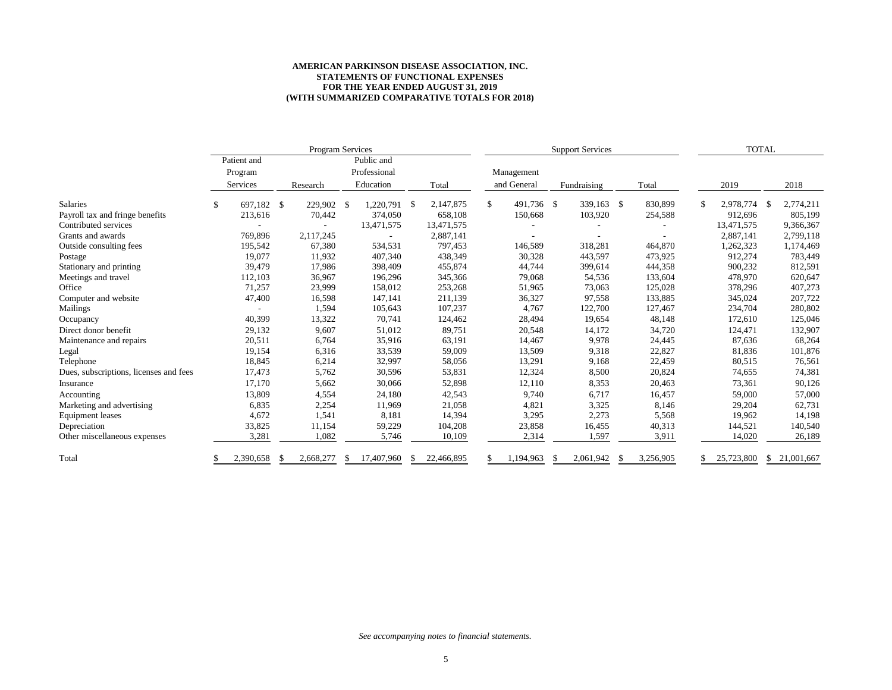**AMERICAN PARKINSON DISEASE ASSOCIATION, INC.**
**STATEMENTS OF FUNCTIONAL EXPENSES**
**FOR THE YEAR ENDED AUGUST 31, 2019**
**(WITH SUMMARIZED COMPARATIVE TOTALS FOR 2018)**

| | Program Services | | | | Support Services | | | TOTAL | |
|---|---|---|---|---|---|---|---|---|---|
| | Patient and Program Services | Research | Public and Professional Education | Total | Management and General | Fundraising | Total | 2019 | 2018 |
| Salaries | $ 697,182 | $ 229,902 | $ 1,220,791 | $ 2,147,875 | $ 491,736 | $ 339,163 | $ 830,899 | $ 2,978,774 | $ 2,774,211 |
| Payroll tax and fringe benefits | 213,616 | 70,442 | 374,050 | 658,108 | 150,668 | 103,920 | 254,588 | 912,696 | 805,199 |
| Contributed services | - | - | 13,471,575 | 13,471,575 | - | - | - | 13,471,575 | 9,366,367 |
| Grants and awards | 769,896 | 2,117,245 | - | 2,887,141 | - | - | - | 2,887,141 | 2,799,118 |
| Outside consulting fees | 195,542 | 67,380 | 534,531 | 797,453 | 146,589 | 318,281 | 464,870 | 1,262,323 | 1,174,469 |
| Postage | 19,077 | 11,932 | 407,340 | 438,349 | 30,328 | 443,597 | 473,925 | 912,274 | 783,449 |
| Stationary and printing | 39,479 | 17,986 | 398,409 | 455,874 | 44,744 | 399,614 | 444,358 | 900,232 | 812,591 |
| Meetings and travel | 112,103 | 36,967 | 196,296 | 345,366 | 79,068 | 54,536 | 133,604 | 478,970 | 620,647 |
| Office | 71,257 | 23,999 | 158,012 | 253,268 | 51,965 | 73,063 | 125,028 | 378,296 | 407,273 |
| Computer and website | 47,400 | 16,598 | 147,141 | 211,139 | 36,327 | 97,558 | 133,885 | 345,024 | 207,722 |
| Mailings | - | 1,594 | 105,643 | 107,237 | 4,767 | 122,700 | 127,467 | 234,704 | 280,802 |
| Occupancy | 40,399 | 13,322 | 70,741 | 124,462 | 28,494 | 19,654 | 48,148 | 172,610 | 125,046 |
| Direct donor benefit | 29,132 | 9,607 | 51,012 | 89,751 | 20,548 | 14,172 | 34,720 | 124,471 | 132,907 |
| Maintenance and repairs | 20,511 | 6,764 | 35,916 | 63,191 | 14,467 | 9,978 | 24,445 | 87,636 | 68,264 |
| Legal | 19,154 | 6,316 | 33,539 | 59,009 | 13,509 | 9,318 | 22,827 | 81,836 | 101,876 |
| Telephone | 18,845 | 6,214 | 32,997 | 58,056 | 13,291 | 9,168 | 22,459 | 80,515 | 76,561 |
| Dues, subscriptions, licenses and fees | 17,473 | 5,762 | 30,596 | 53,831 | 12,324 | 8,500 | 20,824 | 74,655 | 74,381 |
| Insurance | 17,170 | 5,662 | 30,066 | 52,898 | 12,110 | 8,353 | 20,463 | 73,361 | 90,126 |
| Accounting | 13,809 | 4,554 | 24,180 | 42,543 | 9,740 | 6,717 | 16,457 | 59,000 | 57,000 |
| Marketing and advertising | 6,835 | 2,254 | 11,969 | 21,058 | 4,821 | 3,325 | 8,146 | 29,204 | 62,731 |
| Equipment leases | 4,672 | 1,541 | 8,181 | 14,394 | 3,295 | 2,273 | 5,568 | 19,962 | 14,198 |
| Depreciation | 33,825 | 11,154 | 59,229 | 104,208 | 23,858 | 16,455 | 40,313 | 144,521 | 140,540 |
| Other miscellaneous expenses | 3,281 | 1,082 | 5,746 | 10,109 | 2,314 | 1,597 | 3,911 | 14,020 | 26,189 |
| Total | $ 2,390,658 | $ 2,668,277 | $ 17,407,960 | $ 22,466,895 | $ 1,194,963 | $ 2,061,942 | $ 3,256,905 | $ 25,723,800 | $ 21,001,667 |

*See accompanying notes to financial statements.*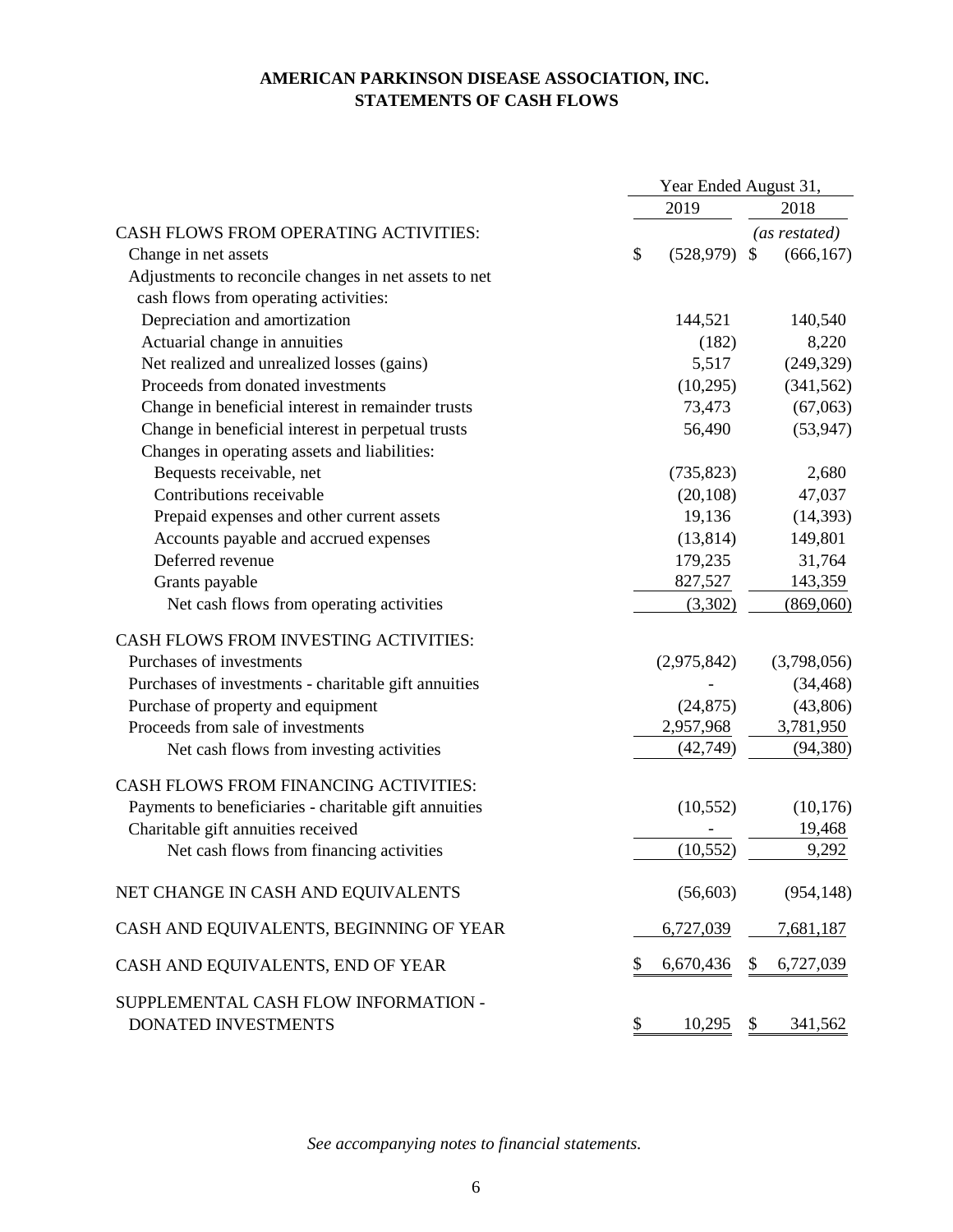# AMERICAN PARKINSON DISEASE ASSOCIATION, INC.
## STATEMENTS OF CASH FLOWS

| | Year Ended August 31, | |
|---|---|---|
| | 2019 | 2018 |
| CASH FLOWS FROM OPERATING ACTIVITIES: | | *(as restated)* |
| Change in net assets | $ (528,979) | $ (666,167) |
| Adjustments to reconcile changes in net assets to net cash flows from operating activities: | | |
| Depreciation and amortization | 144,521 | 140,540 |
| Actuarial change in annuities | (182) | 8,220 |
| Net realized and unrealized losses (gains) | 5,517 | (249,329) |
| Proceeds from donated investments | (10,295) | (341,562) |
| Change in beneficial interest in remainder trusts | 73,473 | (67,063) |
| Change in beneficial interest in perpetual trusts | 56,490 | (53,947) |
| Changes in operating assets and liabilities: | | |
| Bequests receivable, net | (735,823) | 2,680 |
| Contributions receivable | (20,108) | 47,037 |
| Prepaid expenses and other current assets | 19,136 | (14,393) |
| Accounts payable and accrued expenses | (13,814) | 149,801 |
| Deferred revenue | 179,235 | 31,764 |
| Grants payable | 827,527 | 143,359 |
| Net cash flows from operating activities | (3,302) | (869,060) |
| CASH FLOWS FROM INVESTING ACTIVITIES: | | |
| Purchases of investments | (2,975,842) | (3,798,056) |
| Purchases of investments - charitable gift annuities | - | (34,468) |
| Purchase of property and equipment | (24,875) | (43,806) |
| Proceeds from sale of investments | 2,957,968 | 3,781,950 |
| Net cash flows from investing activities | (42,749) | (94,380) |
| CASH FLOWS FROM FINANCING ACTIVITIES: | | |
| Payments to beneficiaries - charitable gift annuities | (10,552) | (10,176) |
| Charitable gift annuities received | - | 19,468 |
| Net cash flows from financing activities | (10,552) | 9,292 |
| NET CHANGE IN CASH AND EQUIVALENTS | (56,603) | (954,148) |
| CASH AND EQUIVALENTS, BEGINNING OF YEAR | 6,727,039 | 7,681,187 |
| CASH AND EQUIVALENTS, END OF YEAR | $ 6,670,436 | $ 6,727,039 |
| SUPPLEMENTAL CASH FLOW INFORMATION - DONATED INVESTMENTS | $ 10,295 | $ 341,562 |

*See accompanying notes to financial statements.*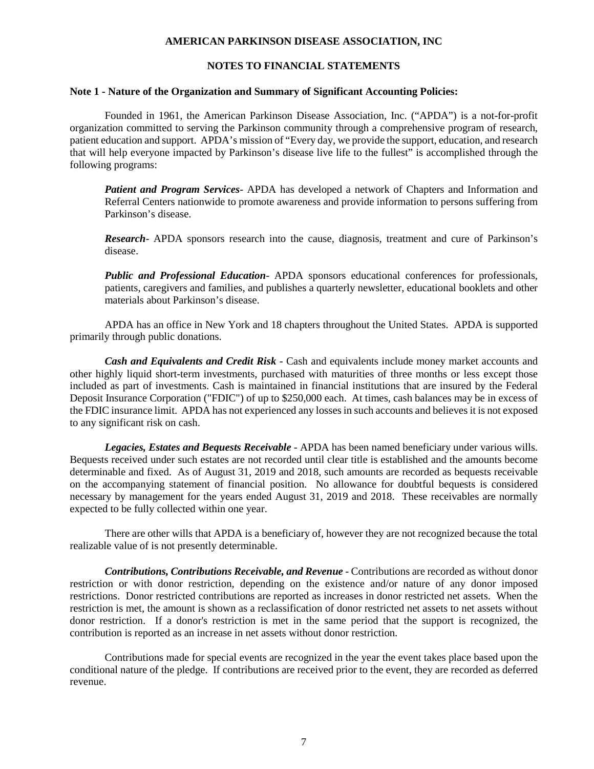# AMERICAN PARKINSON DISEASE ASSOCIATION, INC

## NOTES TO FINANCIAL STATEMENTS

### Note 1 - Nature of the Organization and Summary of Significant Accounting Policies:

Founded in 1961, the American Parkinson Disease Association, Inc. ("APDA") is a not-for-profit organization committed to serving the Parkinson community through a comprehensive program of research, patient education and support. APDA's mission of "Every day, we provide the support, education, and research that will help everyone impacted by Parkinson's disease live life to the fullest" is accomplished through the following programs:

> ***Patient and Program Services***- APDA has developed a network of Chapters and Information and Referral Centers nationwide to promote awareness and provide information to persons suffering from Parkinson's disease.
>
> ***Research***- APDA sponsors research into the cause, diagnosis, treatment and cure of Parkinson's disease.
>
> ***Public and Professional Education***- APDA sponsors educational conferences for professionals, patients, caregivers and families, and publishes a quarterly newsletter, educational booklets and other materials about Parkinson's disease.

APDA has an office in New York and 18 chapters throughout the United States. APDA is supported primarily through public donations.

***Cash and Equivalents and Credit Risk*** - Cash and equivalents include money market accounts and other highly liquid short-term investments, purchased with maturities of three months or less except those included as part of investments. Cash is maintained in financial institutions that are insured by the Federal Deposit Insurance Corporation ("FDIC") of up to $250,000 each. At times, cash balances may be in excess of the FDIC insurance limit. APDA has not experienced any losses in such accounts and believes it is not exposed to any significant risk on cash.

***Legacies, Estates and Bequests Receivable*** - APDA has been named beneficiary under various wills. Bequests received under such estates are not recorded until clear title is established and the amounts become determinable and fixed. As of August 31, 2019 and 2018, such amounts are recorded as bequests receivable on the accompanying statement of financial position. No allowance for doubtful bequests is considered necessary by management for the years ended August 31, 2019 and 2018. These receivables are normally expected to be fully collected within one year.

There are other wills that APDA is a beneficiary of, however they are not recognized because the total realizable value of is not presently determinable.

***Contributions, Contributions Receivable, and Revenue*** - Contributions are recorded as without donor restriction or with donor restriction, depending on the existence and/or nature of any donor imposed restrictions. Donor restricted contributions are reported as increases in donor restricted net assets. When the restriction is met, the amount is shown as a reclassification of donor restricted net assets to net assets without donor restriction. If a donor's restriction is met in the same period that the support is recognized, the contribution is reported as an increase in net assets without donor restriction.

Contributions made for special events are recognized in the year the event takes place based upon the conditional nature of the pledge. If contributions are received prior to the event, they are recorded as deferred revenue.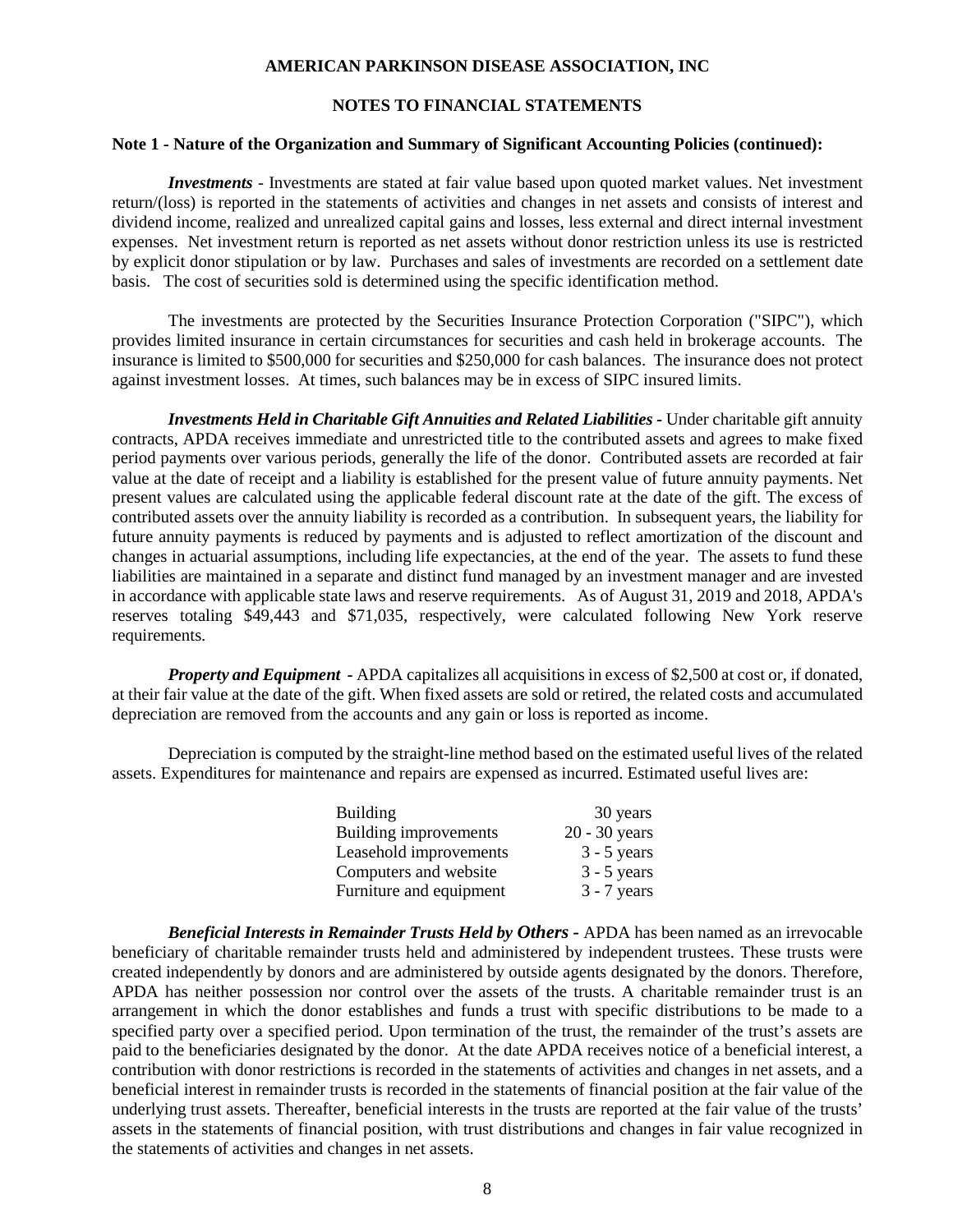**AMERICAN PARKINSON DISEASE ASSOCIATION, INC**

**NOTES TO FINANCIAL STATEMENTS**

**Note 1 - Nature of the Organization and Summary of Significant Accounting Policies (continued):**

***Investments*** - Investments are stated at fair value based upon quoted market values. Net investment return/(loss) is reported in the statements of activities and changes in net assets and consists of interest and dividend income, realized and unrealized capital gains and losses, less external and direct internal investment expenses. Net investment return is reported as net assets without donor restriction unless its use is restricted by explicit donor stipulation or by law. Purchases and sales of investments are recorded on a settlement date basis. The cost of securities sold is determined using the specific identification method.

The investments are protected by the Securities Insurance Protection Corporation ("SIPC"), which provides limited insurance in certain circumstances for securities and cash held in brokerage accounts. The insurance is limited to $500,000 for securities and $250,000 for cash balances. The insurance does not protect against investment losses. At times, such balances may be in excess of SIPC insured limits.

***Investments Held in Charitable Gift Annuities and Related Liabilities*** - Under charitable gift annuity contracts, APDA receives immediate and unrestricted title to the contributed assets and agrees to make fixed period payments over various periods, generally the life of the donor. Contributed assets are recorded at fair value at the date of receipt and a liability is established for the present value of future annuity payments. Net present values are calculated using the applicable federal discount rate at the date of the gift. The excess of contributed assets over the annuity liability is recorded as a contribution. In subsequent years, the liability for future annuity payments is reduced by payments and is adjusted to reflect amortization of the discount and changes in actuarial assumptions, including life expectancies, at the end of the year. The assets to fund these liabilities are maintained in a separate and distinct fund managed by an investment manager and are invested in accordance with applicable state laws and reserve requirements. As of August 31, 2019 and 2018, APDA's reserves totaling $49,443 and $71,035, respectively, were calculated following New York reserve requirements.

***Property and Equipment*** - APDA capitalizes all acquisitions in excess of $2,500 at cost or, if donated, at their fair value at the date of the gift. When fixed assets are sold or retired, the related costs and accumulated depreciation are removed from the accounts and any gain or loss is reported as income.

Depreciation is computed by the straight-line method based on the estimated useful lives of the related assets. Expenditures for maintenance and repairs are expensed as incurred. Estimated useful lives are:

| | |
|---|---|
| Building | 30 years |
| Building improvements | 20 - 30 years |
| Leasehold improvements | 3 - 5 years |
| Computers and website | 3 - 5 years |
| Furniture and equipment | 3 - 7 years |

***Beneficial Interests in Remainder Trusts Held by Others*** - APDA has been named as an irrevocable beneficiary of charitable remainder trusts held and administered by independent trustees. These trusts were created independently by donors and are administered by outside agents designated by the donors. Therefore, APDA has neither possession nor control over the assets of the trusts. A charitable remainder trust is an arrangement in which the donor establishes and funds a trust with specific distributions to be made to a specified party over a specified period. Upon termination of the trust, the remainder of the trust's assets are paid to the beneficiaries designated by the donor. At the date APDA receives notice of a beneficial interest, a contribution with donor restrictions is recorded in the statements of activities and changes in net assets, and a beneficial interest in remainder trusts is recorded in the statements of financial position at the fair value of the underlying trust assets. Thereafter, beneficial interests in the trusts are reported at the fair value of the trusts' assets in the statements of financial position, with trust distributions and changes in fair value recognized in the statements of activities and changes in net assets.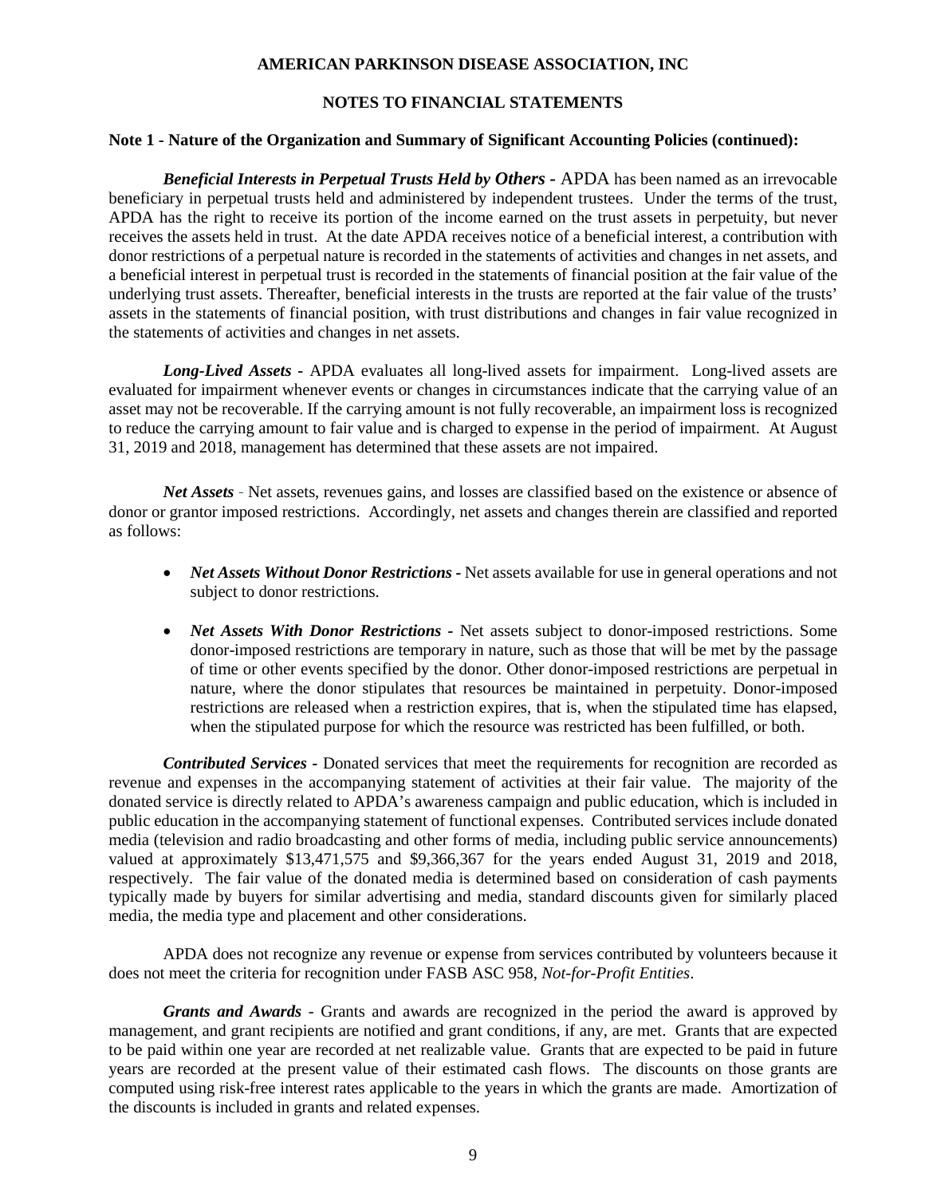**AMERICAN PARKINSON DISEASE ASSOCIATION, INC**

**NOTES TO FINANCIAL STATEMENTS**

**Note 1 - Nature of the Organization and Summary of Significant Accounting Policies (continued):**

***Beneficial Interests in Perpetual Trusts Held by Others*** - APDA has been named as an irrevocable beneficiary in perpetual trusts held and administered by independent trustees. Under the terms of the trust, APDA has the right to receive its portion of the income earned on the trust assets in perpetuity, but never receives the assets held in trust. At the date APDA receives notice of a beneficial interest, a contribution with donor restrictions of a perpetual nature is recorded in the statements of activities and changes in net assets, and a beneficial interest in perpetual trust is recorded in the statements of financial position at the fair value of the underlying trust assets. Thereafter, beneficial interests in the trusts are reported at the fair value of the trusts' assets in the statements of financial position, with trust distributions and changes in fair value recognized in the statements of activities and changes in net assets.

***Long-Lived Assets*** - APDA evaluates all long-lived assets for impairment. Long-lived assets are evaluated for impairment whenever events or changes in circumstances indicate that the carrying value of an asset may not be recoverable. If the carrying amount is not fully recoverable, an impairment loss is recognized to reduce the carrying amount to fair value and is charged to expense in the period of impairment. At August 31, 2019 and 2018, management has determined that these assets are not impaired.

***Net Assets*** - Net assets, revenues gains, and losses are classified based on the existence or absence of donor or grantor imposed restrictions. Accordingly, net assets and changes therein are classified and reported as follows:

- ***Net Assets Without Donor Restrictions*** - Net assets available for use in general operations and not subject to donor restrictions.
- ***Net Assets With Donor Restrictions*** - Net assets subject to donor-imposed restrictions. Some donor-imposed restrictions are temporary in nature, such as those that will be met by the passage of time or other events specified by the donor. Other donor-imposed restrictions are perpetual in nature, where the donor stipulates that resources be maintained in perpetuity. Donor-imposed restrictions are released when a restriction expires, that is, when the stipulated time has elapsed, when the stipulated purpose for which the resource was restricted has been fulfilled, or both.

***Contributed Services*** - Donated services that meet the requirements for recognition are recorded as revenue and expenses in the accompanying statement of activities at their fair value. The majority of the donated service is directly related to APDA's awareness campaign and public education, which is included in public education in the accompanying statement of functional expenses. Contributed services include donated media (television and radio broadcasting and other forms of media, including public service announcements) valued at approximately $13,471,575 and $9,366,367 for the years ended August 31, 2019 and 2018, respectively. The fair value of the donated media is determined based on consideration of cash payments typically made by buyers for similar advertising and media, standard discounts given for similarly placed media, the media type and placement and other considerations.

APDA does not recognize any revenue or expense from services contributed by volunteers because it does not meet the criteria for recognition under FASB ASC 958, *Not-for-Profit Entities*.

***Grants and Awards*** - Grants and awards are recognized in the period the award is approved by management, and grant recipients are notified and grant conditions, if any, are met. Grants that are expected to be paid within one year are recorded at net realizable value. Grants that are expected to be paid in future years are recorded at the present value of their estimated cash flows. The discounts on those grants are computed using risk-free interest rates applicable to the years in which the grants are made. Amortization of the discounts is included in grants and related expenses.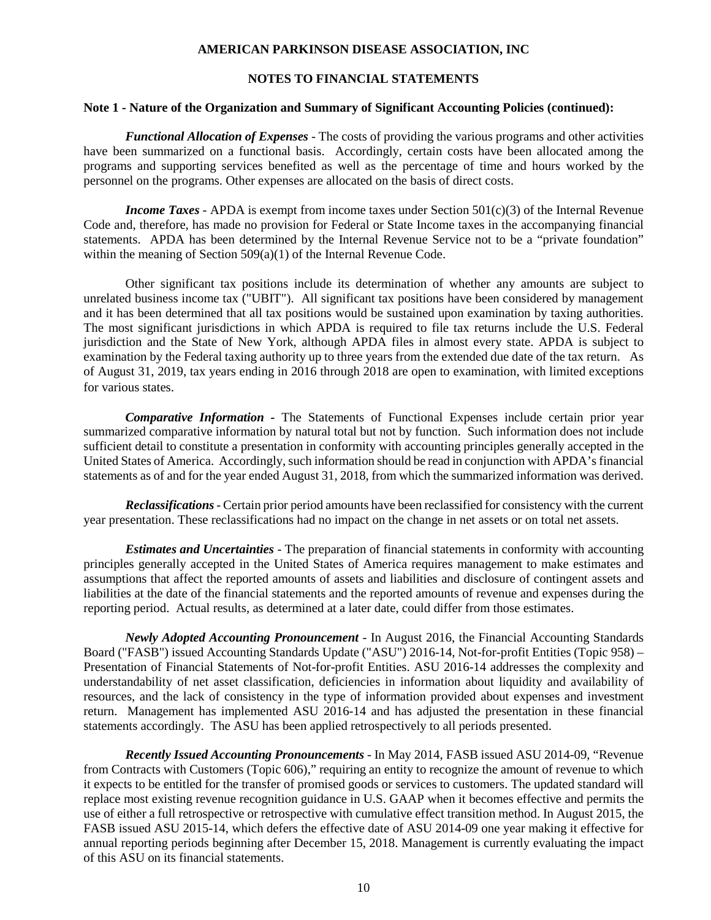**AMERICAN PARKINSON DISEASE ASSOCIATION, INC**

**NOTES TO FINANCIAL STATEMENTS**

**Note 1 - Nature of the Organization and Summary of Significant Accounting Policies (continued):**

***Functional Allocation of Expenses*** - The costs of providing the various programs and other activities have been summarized on a functional basis. Accordingly, certain costs have been allocated among the programs and supporting services benefited as well as the percentage of time and hours worked by the personnel on the programs. Other expenses are allocated on the basis of direct costs.

***Income Taxes*** - APDA is exempt from income taxes under Section 501(c)(3) of the Internal Revenue Code and, therefore, has made no provision for Federal or State Income taxes in the accompanying financial statements. APDA has been determined by the Internal Revenue Service not to be a "private foundation" within the meaning of Section 509(a)(1) of the Internal Revenue Code.

Other significant tax positions include its determination of whether any amounts are subject to unrelated business income tax ("UBIT"). All significant tax positions have been considered by management and it has been determined that all tax positions would be sustained upon examination by taxing authorities. The most significant jurisdictions in which APDA is required to file tax returns include the U.S. Federal jurisdiction and the State of New York, although APDA files in almost every state. APDA is subject to examination by the Federal taxing authority up to three years from the extended due date of the tax return. As of August 31, 2019, tax years ending in 2016 through 2018 are open to examination, with limited exceptions for various states.

***Comparative Information*** - The Statements of Functional Expenses include certain prior year summarized comparative information by natural total but not by function. Such information does not include sufficient detail to constitute a presentation in conformity with accounting principles generally accepted in the United States of America. Accordingly, such information should be read in conjunction with APDA's financial statements as of and for the year ended August 31, 2018, from which the summarized information was derived.

***Reclassifications*** - Certain prior period amounts have been reclassified for consistency with the current year presentation. These reclassifications had no impact on the change in net assets or on total net assets.

***Estimates and Uncertainties*** - The preparation of financial statements in conformity with accounting principles generally accepted in the United States of America requires management to make estimates and assumptions that affect the reported amounts of assets and liabilities and disclosure of contingent assets and liabilities at the date of the financial statements and the reported amounts of revenue and expenses during the reporting period. Actual results, as determined at a later date, could differ from those estimates.

***Newly Adopted Accounting Pronouncement*** - In August 2016, the Financial Accounting Standards Board ("FASB") issued Accounting Standards Update ("ASU") 2016-14, Not-for-profit Entities (Topic 958) – Presentation of Financial Statements of Not-for-profit Entities. ASU 2016-14 addresses the complexity and understandability of net asset classification, deficiencies in information about liquidity and availability of resources, and the lack of consistency in the type of information provided about expenses and investment return. Management has implemented ASU 2016-14 and has adjusted the presentation in these financial statements accordingly. The ASU has been applied retrospectively to all periods presented.

***Recently Issued Accounting Pronouncements*** - In May 2014, FASB issued ASU 2014-09, "Revenue from Contracts with Customers (Topic 606)," requiring an entity to recognize the amount of revenue to which it expects to be entitled for the transfer of promised goods or services to customers. The updated standard will replace most existing revenue recognition guidance in U.S. GAAP when it becomes effective and permits the use of either a full retrospective or retrospective with cumulative effect transition method. In August 2015, the FASB issued ASU 2015-14, which defers the effective date of ASU 2014-09 one year making it effective for annual reporting periods beginning after December 15, 2018. Management is currently evaluating the impact of this ASU on its financial statements.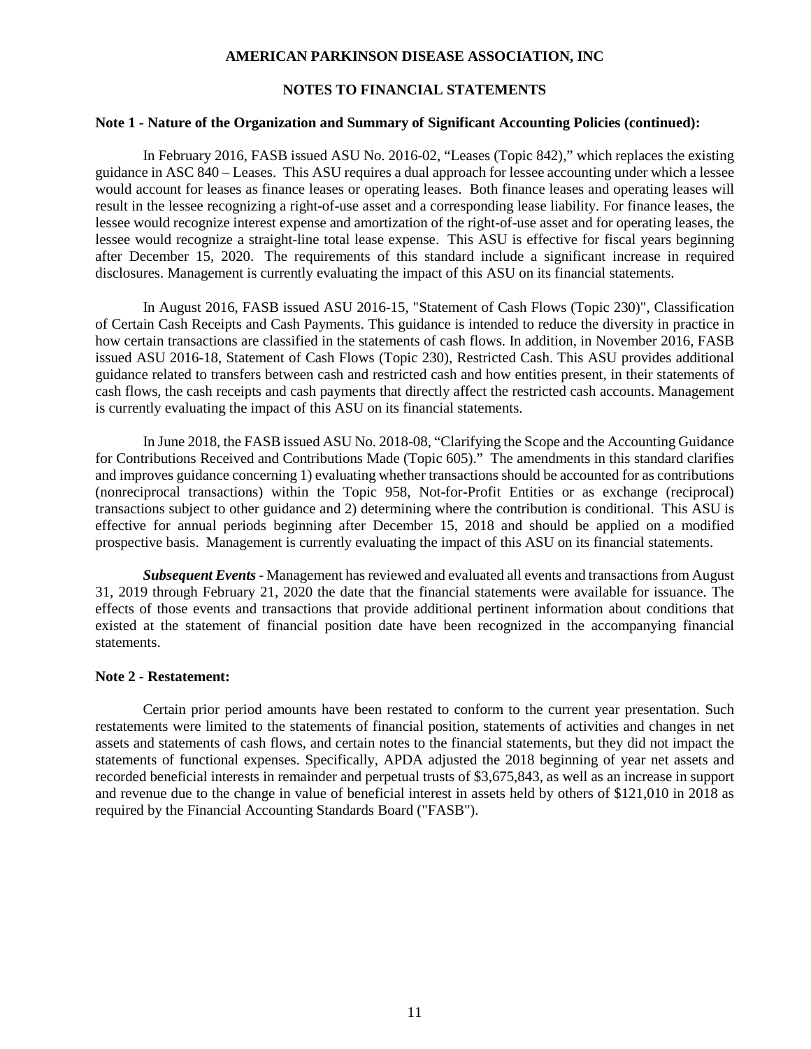## AMERICAN PARKINSON DISEASE ASSOCIATION, INC

## NOTES TO FINANCIAL STATEMENTS

**Note 1 - Nature of the Organization and Summary of Significant Accounting Policies (continued):**

In February 2016, FASB issued ASU No. 2016-02, "Leases (Topic 842)," which replaces the existing guidance in ASC 840 – Leases. This ASU requires a dual approach for lessee accounting under which a lessee would account for leases as finance leases or operating leases. Both finance leases and operating leases will result in the lessee recognizing a right-of-use asset and a corresponding lease liability. For finance leases, the lessee would recognize interest expense and amortization of the right-of-use asset and for operating leases, the lessee would recognize a straight-line total lease expense. This ASU is effective for fiscal years beginning after December 15, 2020. The requirements of this standard include a significant increase in required disclosures. Management is currently evaluating the impact of this ASU on its financial statements.

In August 2016, FASB issued ASU 2016-15, "Statement of Cash Flows (Topic 230)", Classification of Certain Cash Receipts and Cash Payments. This guidance is intended to reduce the diversity in practice in how certain transactions are classified in the statements of cash flows. In addition, in November 2016, FASB issued ASU 2016-18, Statement of Cash Flows (Topic 230), Restricted Cash. This ASU provides additional guidance related to transfers between cash and restricted cash and how entities present, in their statements of cash flows, the cash receipts and cash payments that directly affect the restricted cash accounts. Management is currently evaluating the impact of this ASU on its financial statements.

In June 2018, the FASB issued ASU No. 2018-08, "Clarifying the Scope and the Accounting Guidance for Contributions Received and Contributions Made (Topic 605)." The amendments in this standard clarifies and improves guidance concerning 1) evaluating whether transactions should be accounted for as contributions (nonreciprocal transactions) within the Topic 958, Not-for-Profit Entities or as exchange (reciprocal) transactions subject to other guidance and 2) determining where the contribution is conditional. This ASU is effective for annual periods beginning after December 15, 2018 and should be applied on a modified prospective basis. Management is currently evaluating the impact of this ASU on its financial statements.

***Subsequent Events*** - Management has reviewed and evaluated all events and transactions from August 31, 2019 through February 21, 2020 the date that the financial statements were available for issuance. The effects of those events and transactions that provide additional pertinent information about conditions that existed at the statement of financial position date have been recognized in the accompanying financial statements.

**Note 2 - Restatement:**

Certain prior period amounts have been restated to conform to the current year presentation. Such restatements were limited to the statements of financial position, statements of activities and changes in net assets and statements of cash flows, and certain notes to the financial statements, but they did not impact the statements of functional expenses. Specifically, APDA adjusted the 2018 beginning of year net assets and recorded beneficial interests in remainder and perpetual trusts of $3,675,843, as well as an increase in support and revenue due to the change in value of beneficial interest in assets held by others of $121,010 in 2018 as required by the Financial Accounting Standards Board ("FASB").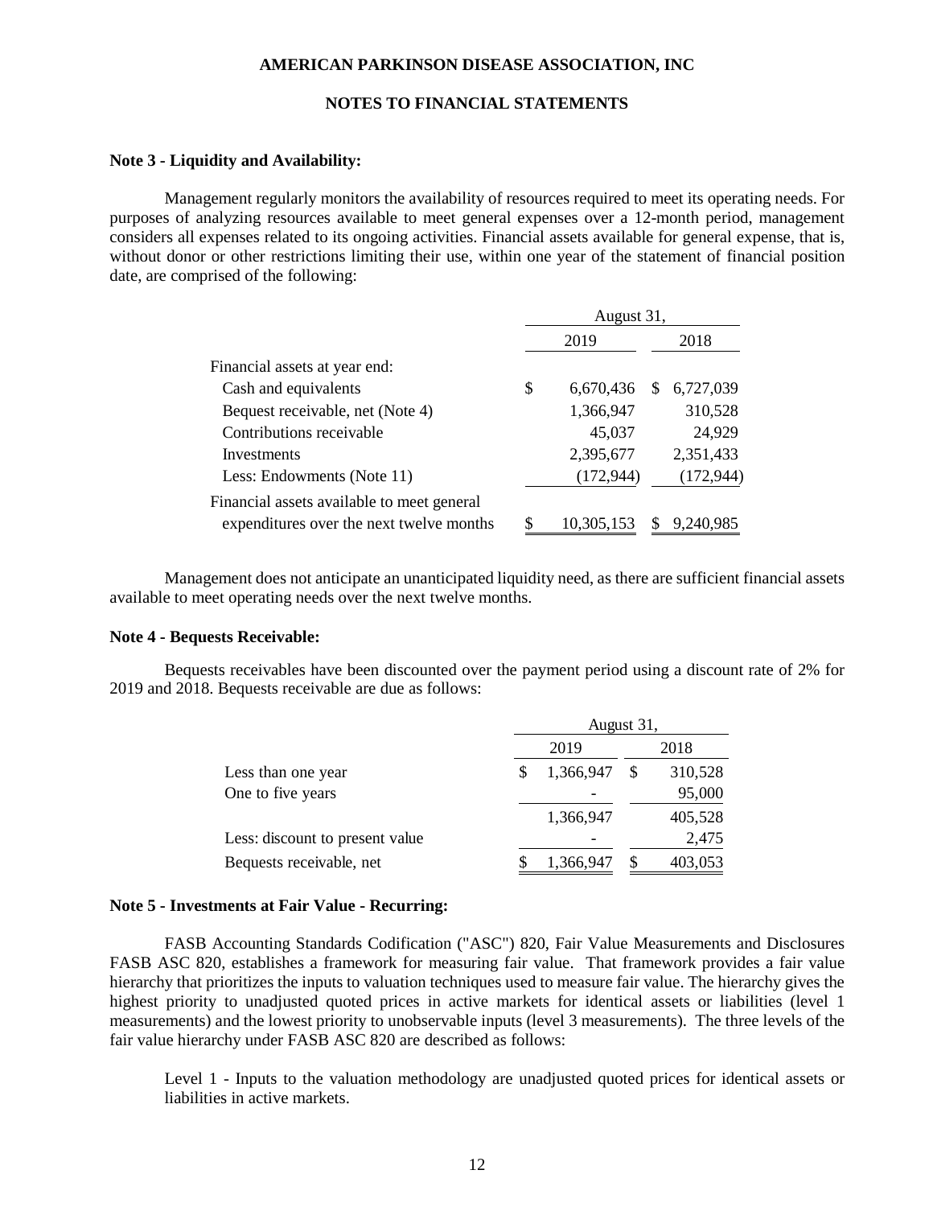# AMERICAN PARKINSON DISEASE ASSOCIATION, INC

## NOTES TO FINANCIAL STATEMENTS

### Note 3 - Liquidity and Availability:

Management regularly monitors the availability of resources required to meet its operating needs. For purposes of analyzing resources available to meet general expenses over a 12-month period, management considers all expenses related to its ongoing activities. Financial assets available for general expense, that is, without donor or other restrictions limiting their use, within one year of the statement of financial position date, are comprised of the following:

| | August 31, | |
|---|---|---|
| | 2019 | 2018 |
| Financial assets at year end: | | |
| Cash and equivalents | $ 6,670,436 | $ 6,727,039 |
| Bequest receivable, net (Note 4) | 1,366,947 | 310,528 |
| Contributions receivable | 45,037 | 24,929 |
| Investments | 2,395,677 | 2,351,433 |
| Less: Endowments (Note 11) | (172,944) | (172,944) |
| Financial assets available to meet general expenditures over the next twelve months | $ 10,305,153 | $ 9,240,985 |

Management does not anticipate an unanticipated liquidity need, as there are sufficient financial assets available to meet operating needs over the next twelve months.

### Note 4 - Bequests Receivable:

Bequests receivables have been discounted over the payment period using a discount rate of 2% for 2019 and 2018. Bequests receivable are due as follows:

| | August 31, | |
|---|---|---|
| | 2019 | 2018 |
| Less than one year | $ 1,366,947 | $ 310,528 |
| One to five years | - | 95,000 |
| | 1,366,947 | 405,528 |
| Less: discount to present value | - | 2,475 |
| Bequests receivable, net | $ 1,366,947 | $ 403,053 |

### Note 5 - Investments at Fair Value - Recurring:

FASB Accounting Standards Codification ("ASC") 820, Fair Value Measurements and Disclosures FASB ASC 820, establishes a framework for measuring fair value. That framework provides a fair value hierarchy that prioritizes the inputs to valuation techniques used to measure fair value. The hierarchy gives the highest priority to unadjusted quoted prices in active markets for identical assets or liabilities (level 1 measurements) and the lowest priority to unobservable inputs (level 3 measurements). The three levels of the fair value hierarchy under FASB ASC 820 are described as follows:

Level 1 - Inputs to the valuation methodology are unadjusted quoted prices for identical assets or liabilities in active markets.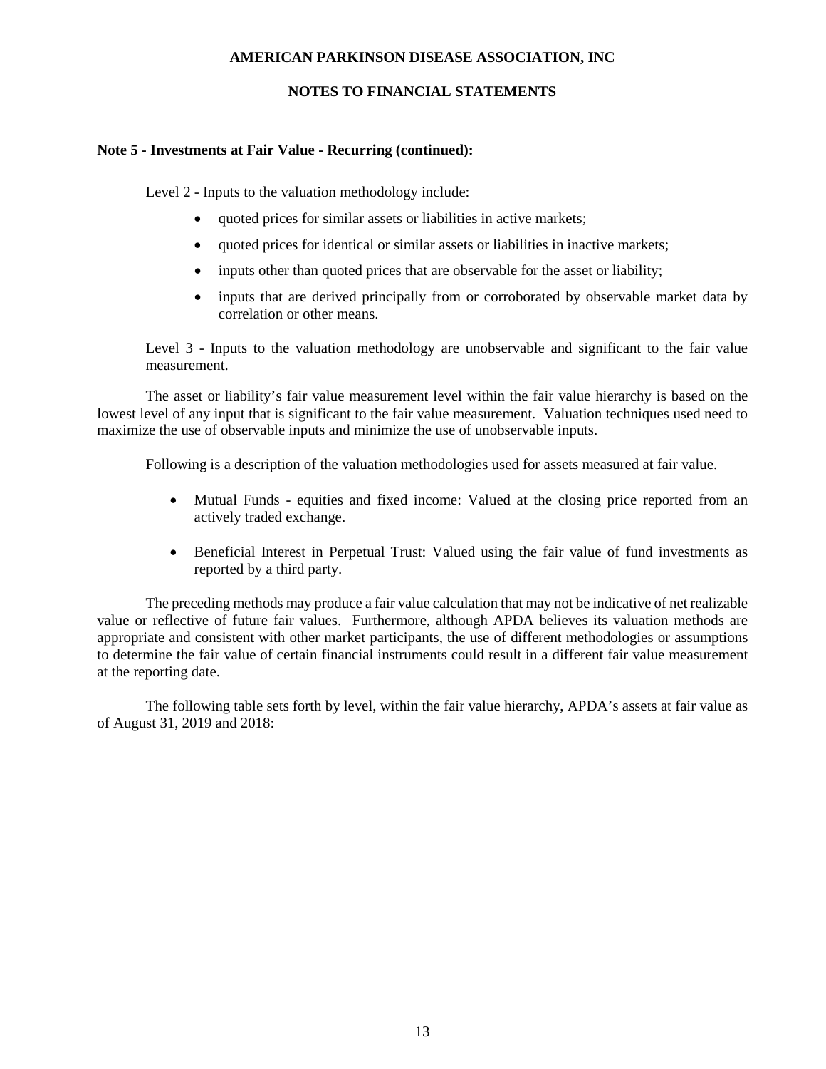## Note 5 - Investments at Fair Value - Recurring (continued):

Level 2 - Inputs to the valuation methodology include:

- quoted prices for similar assets or liabilities in active markets;
- quoted prices for identical or similar assets or liabilities in inactive markets;
- inputs other than quoted prices that are observable for the asset or liability;
- inputs that are derived principally from or corroborated by observable market data by correlation or other means.

Level 3 - Inputs to the valuation methodology are unobservable and significant to the fair value measurement.

The asset or liability's fair value measurement level within the fair value hierarchy is based on the lowest level of any input that is significant to the fair value measurement. Valuation techniques used need to maximize the use of observable inputs and minimize the use of unobservable inputs.

Following is a description of the valuation methodologies used for assets measured at fair value.

- Mutual Funds - equities and fixed income: Valued at the closing price reported from an actively traded exchange.
- Beneficial Interest in Perpetual Trust: Valued using the fair value of fund investments as reported by a third party.

The preceding methods may produce a fair value calculation that may not be indicative of net realizable value or reflective of future fair values. Furthermore, although APDA believes its valuation methods are appropriate and consistent with other market participants, the use of different methodologies or assumptions to determine the fair value of certain financial instruments could result in a different fair value measurement at the reporting date.

The following table sets forth by level, within the fair value hierarchy, APDA's assets at fair value as of August 31, 2019 and 2018: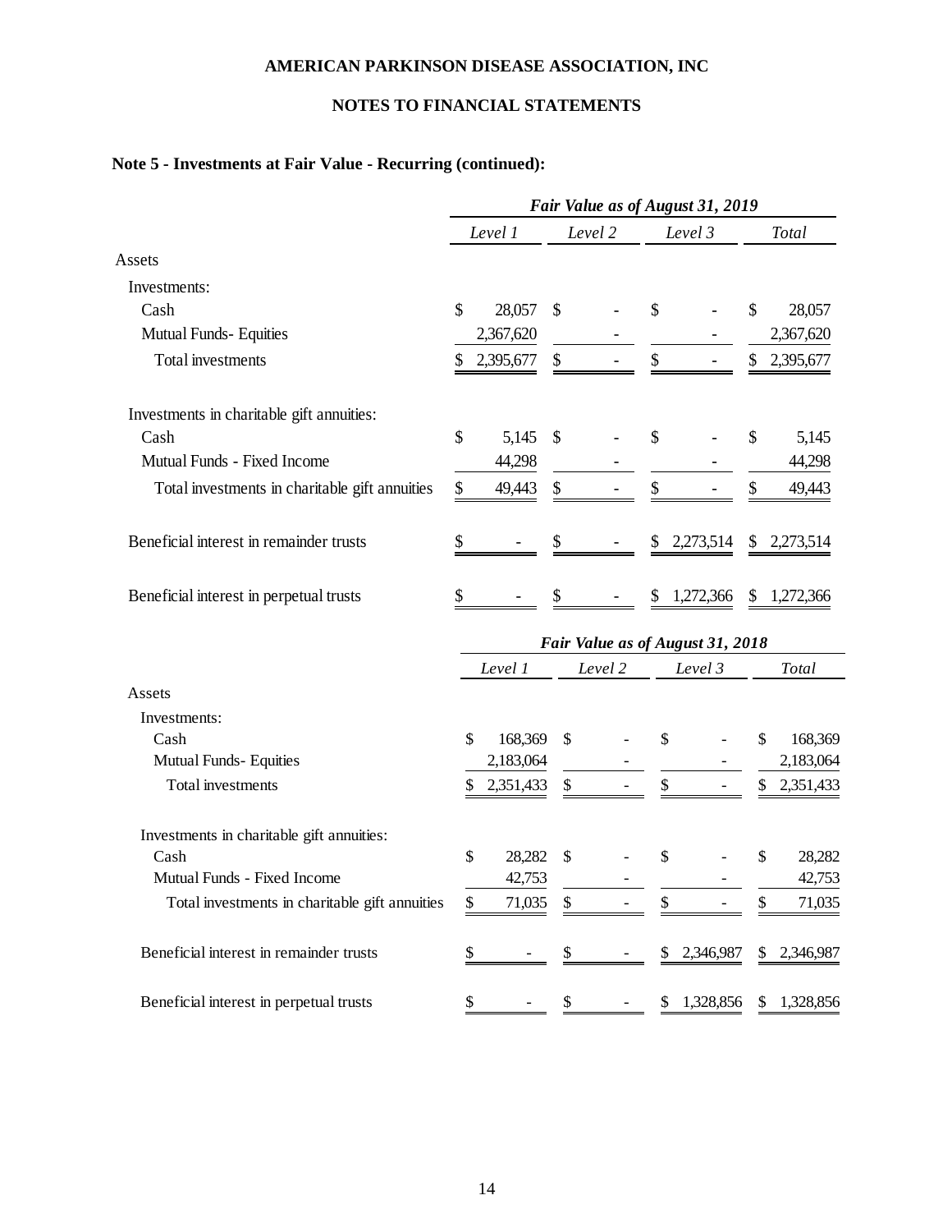# AMERICAN PARKINSON DISEASE ASSOCIATION, INC

## NOTES TO FINANCIAL STATEMENTS

### Note 5 - Investments at Fair Value - Recurring (continued):

| | *Fair Value as of August 31, 2019* | | | |
|---|---|---|---|---|
| | *Level 1* | *Level 2* | *Level 3* | *Total* |
| Assets | | | | |
| Investments: | | | | |
| Cash | $ 28,057 | $ - | $ - | $ 28,057 |
| Mutual Funds- Equities | 2,367,620 | - | - | 2,367,620 |
| Total investments | $ 2,395,677 | $ - | $ - | $ 2,395,677 |
| Investments in charitable gift annuities: | | | | |
| Cash | $ 5,145 | $ - | $ - | $ 5,145 |
| Mutual Funds - Fixed Income | 44,298 | - | - | 44,298 |
| Total investments in charitable gift annuities | $ 49,443 | $ - | $ - | $ 49,443 |
| Beneficial interest in remainder trusts | $ - | $ - | $ 2,273,514 | $ 2,273,514 |
| Beneficial interest in perpetual trusts | $ - | $ - | $ 1,272,366 | $ 1,272,366 |

| | *Fair Value as of August 31, 2018* | | | |
|---|---|---|---|---|
| | *Level 1* | *Level 2* | *Level 3* | *Total* |
| Assets | | | | |
| Investments: | | | | |
| Cash | $ 168,369 | $ - | $ - | $ 168,369 |
| Mutual Funds- Equities | 2,183,064 | - | - | 2,183,064 |
| Total investments | $ 2,351,433 | $ - | $ - | $ 2,351,433 |
| Investments in charitable gift annuities: | | | | |
| Cash | $ 28,282 | $ - | $ - | $ 28,282 |
| Mutual Funds - Fixed Income | 42,753 | - | - | 42,753 |
| Total investments in charitable gift annuities | $ 71,035 | $ - | $ - | $ 71,035 |
| Beneficial interest in remainder trusts | $ - | $ - | $ 2,346,987 | $ 2,346,987 |
| Beneficial interest in perpetual trusts | $ - | $ - | $ 1,328,856 | $ 1,328,856 |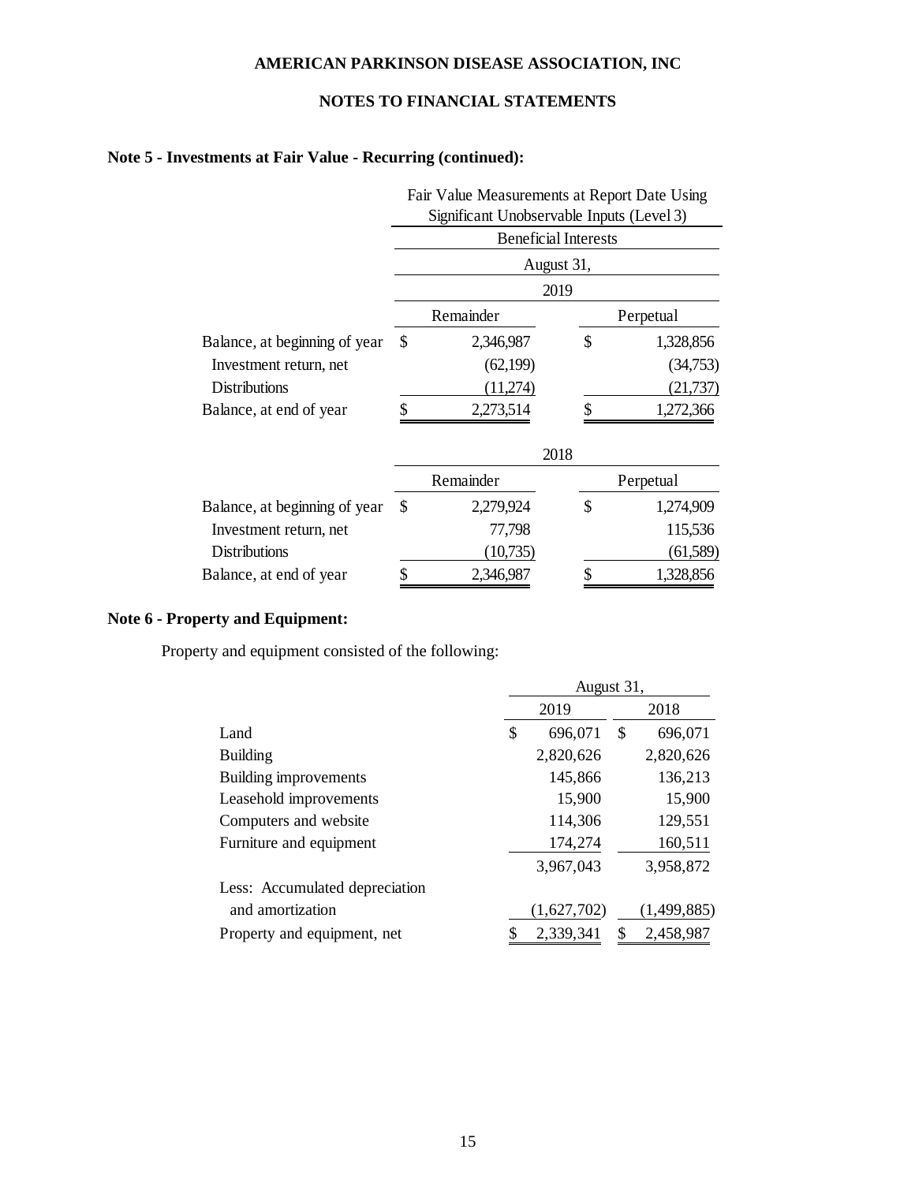AMERICAN PARKINSON DISEASE ASSOCIATION, INC

NOTES TO FINANCIAL STATEMENTS

### Note 5 - Investments at Fair Value - Recurring (continued):

| | Fair Value Measurements at Report Date Using Significant Unobservable Inputs (Level 3) | |
|---|---|---|
| | Beneficial Interests | |
| | August 31, | |
| | 2019 | |
| | Remainder | Perpetual |
| Balance, at beginning of year | $ 2,346,987 | $ 1,328,856 |
| Investment return, net | (62,199) | (34,753) |
| Distributions | (11,274) | (21,737) |
| Balance, at end of year | $ 2,273,514 | $ 1,272,366 |
| | 2018 | |
| | Remainder | Perpetual |
| Balance, at beginning of year | $ 2,279,924 | $ 1,274,909 |
| Investment return, net | 77,798 | 115,536 |
| Distributions | (10,735) | (61,589) |
| Balance, at end of year | $ 2,346,987 | $ 1,328,856 |

### Note 6 - Property and Equipment:

Property and equipment consisted of the following:

| | August 31, | |
|---|---|---|
| | 2019 | 2018 |
| Land | $ 696,071 | $ 696,071 |
| Building | 2,820,626 | 2,820,626 |
| Building improvements | 145,866 | 136,213 |
| Leasehold improvements | 15,900 | 15,900 |
| Computers and website | 114,306 | 129,551 |
| Furniture and equipment | 174,274 | 160,511 |
| | 3,967,043 | 3,958,872 |
| Less: Accumulated depreciation and amortization | (1,627,702) | (1,499,885) |
| Property and equipment, net | $ 2,339,341 | $ 2,458,987 |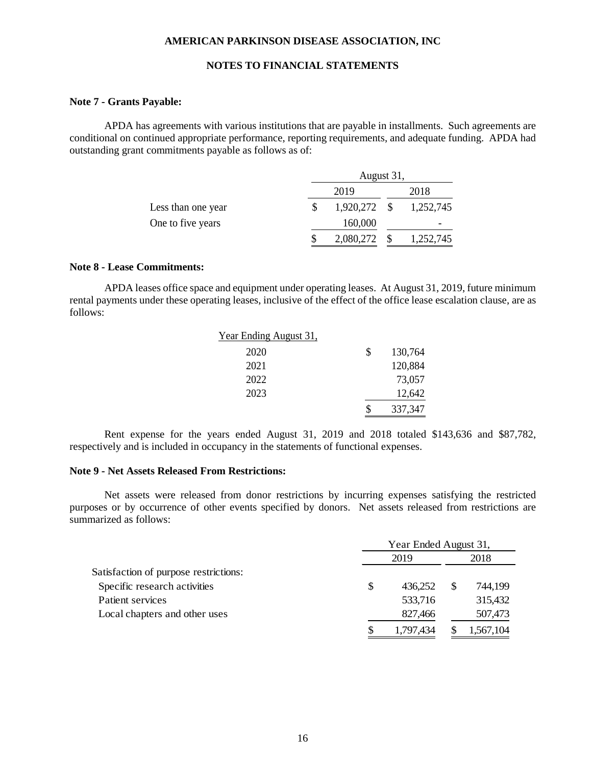AMERICAN PARKINSON DISEASE ASSOCIATION, INC

NOTES TO FINANCIAL STATEMENTS

**Note 7 - Grants Payable:**

APDA has agreements with various institutions that are payable in installments. Such agreements are conditional on continued appropriate performance, reporting requirements, and adequate funding. APDA had outstanding grant commitments payable as follows as of:

| | August 31, | |
|---|---|---|
| | 2019 | 2018 |
| Less than one year | $ 1,920,272 | $ 1,252,745 |
| One to five years | 160,000 | - |
| | $ 2,080,272 | $ 1,252,745 |

**Note 8 - Lease Commitments:**

APDA leases office space and equipment under operating leases. At August 31, 2019, future minimum rental payments under these operating leases, inclusive of the effect of the office lease escalation clause, are as follows:

| Year Ending August 31, | |
|---|---|
| 2020 | $ 130,764 |
| 2021 | 120,884 |
| 2022 | 73,057 |
| 2023 | 12,642 |
| | $ 337,347 |

Rent expense for the years ended August 31, 2019 and 2018 totaled $143,636 and $87,782, respectively and is included in occupancy in the statements of functional expenses.

**Note 9 - Net Assets Released From Restrictions:**

Net assets were released from donor restrictions by incurring expenses satisfying the restricted purposes or by occurrence of other events specified by donors. Net assets released from restrictions are summarized as follows:

| | Year Ended August 31, | |
|---|---|---|
| | 2019 | 2018 |
| Satisfaction of purpose restrictions: | | |
| Specific research activities | $ 436,252 | $ 744,199 |
| Patient services | 533,716 | 315,432 |
| Local chapters and other uses | 827,466 | 507,473 |
| | $ 1,797,434 | $ 1,567,104 |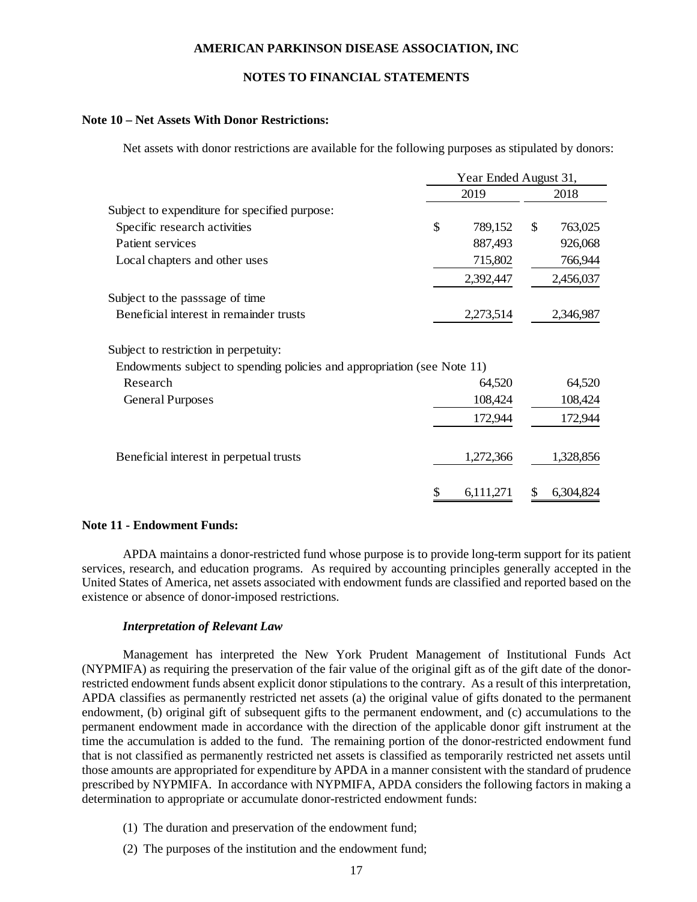## Note 10 – Net Assets With Donor Restrictions:

Net assets with donor restrictions are available for the following purposes as stipulated by donors:

| | Year Ended August 31, | |
|---|---|---|
| | 2019 | 2018 |
| Subject to expenditure for specified purpose: | | |
| Specific research activities | $ 789,152 | $ 763,025 |
| Patient services | 887,493 | 926,068 |
| Local chapters and other uses | 715,802 | 766,944 |
| | 2,392,447 | 2,456,037 |
| Subject to the passsage of time | | |
| Beneficial interest in remainder trusts | 2,273,514 | 2,346,987 |
| Subject to restriction in perpetuity: | | |
| Endowments subject to spending policies and appropriation (see Note 11) | | |
| Research | 64,520 | 64,520 |
| General Purposes | 108,424 | 108,424 |
| | 172,944 | 172,944 |
| Beneficial interest in perpetual trusts | 1,272,366 | 1,328,856 |
| | $ 6,111,271 | $ 6,304,824 |

## Note 11 - Endowment Funds:

APDA maintains a donor-restricted fund whose purpose is to provide long-term support for its patient services, research, and education programs. As required by accounting principles generally accepted in the United States of America, net assets associated with endowment funds are classified and reported based on the existence or absence of donor-imposed restrictions.

***Interpretation of Relevant Law***

Management has interpreted the New York Prudent Management of Institutional Funds Act (NYPMIFA) as requiring the preservation of the fair value of the original gift as of the gift date of the donor-restricted endowment funds absent explicit donor stipulations to the contrary. As a result of this interpretation, APDA classifies as permanently restricted net assets (a) the original value of gifts donated to the permanent endowment, (b) original gift of subsequent gifts to the permanent endowment, and (c) accumulations to the permanent endowment made in accordance with the direction of the applicable donor gift instrument at the time the accumulation is added to the fund. The remaining portion of the donor-restricted endowment fund that is not classified as permanently restricted net assets is classified as temporarily restricted net assets until those amounts are appropriated for expenditure by APDA in a manner consistent with the standard of prudence prescribed by NYPMIFA. In accordance with NYPMIFA, APDA considers the following factors in making a determination to appropriate or accumulate donor-restricted endowment funds:

(1) The duration and preservation of the endowment fund;

(2) The purposes of the institution and the endowment fund;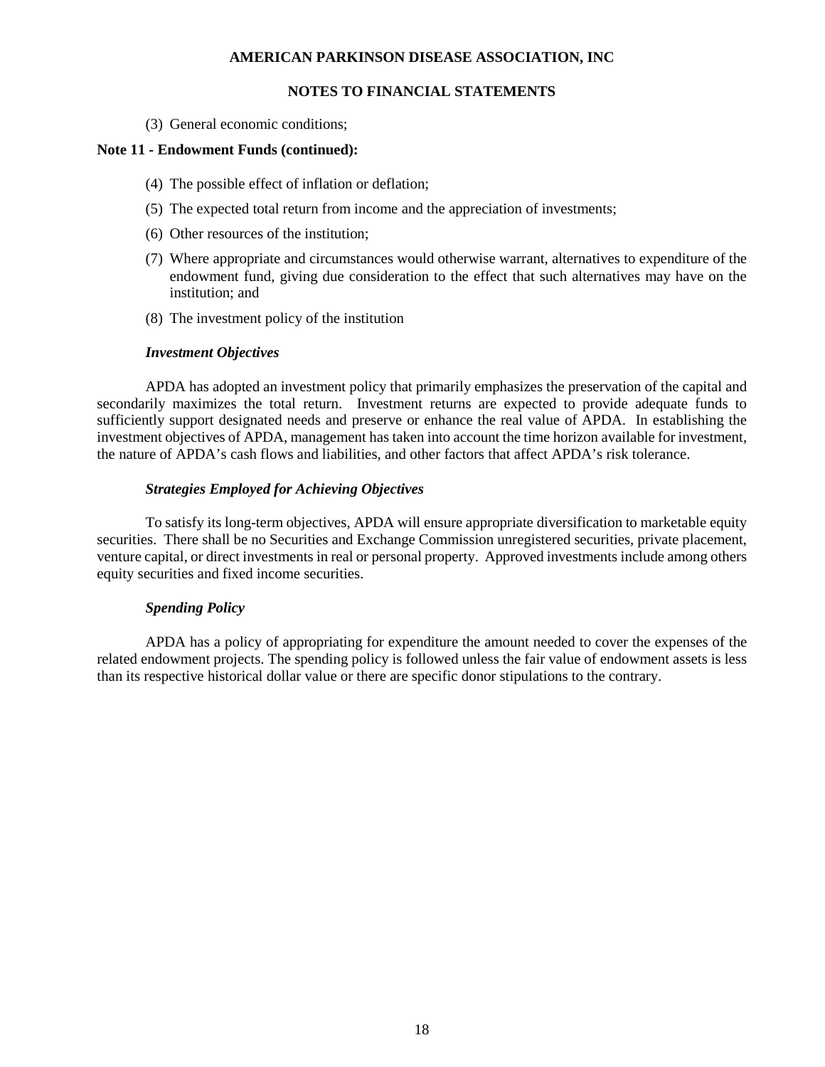(3) General economic conditions;

**Note 11 - Endowment Funds (continued):**

(4) The possible effect of inflation or deflation;

(5) The expected total return from income and the appreciation of investments;

(6) Other resources of the institution;

(7) Where appropriate and circumstances would otherwise warrant, alternatives to expenditure of the endowment fund, giving due consideration to the effect that such alternatives may have on the institution; and

(8) The investment policy of the institution

***Investment Objectives***

APDA has adopted an investment policy that primarily emphasizes the preservation of the capital and secondarily maximizes the total return. Investment returns are expected to provide adequate funds to sufficiently support designated needs and preserve or enhance the real value of APDA. In establishing the investment objectives of APDA, management has taken into account the time horizon available for investment, the nature of APDA's cash flows and liabilities, and other factors that affect APDA's risk tolerance.

***Strategies Employed for Achieving Objectives***

To satisfy its long-term objectives, APDA will ensure appropriate diversification to marketable equity securities. There shall be no Securities and Exchange Commission unregistered securities, private placement, venture capital, or direct investments in real or personal property. Approved investments include among others equity securities and fixed income securities.

***Spending Policy***

APDA has a policy of appropriating for expenditure the amount needed to cover the expenses of the related endowment projects. The spending policy is followed unless the fair value of endowment assets is less than its respective historical dollar value or there are specific donor stipulations to the contrary.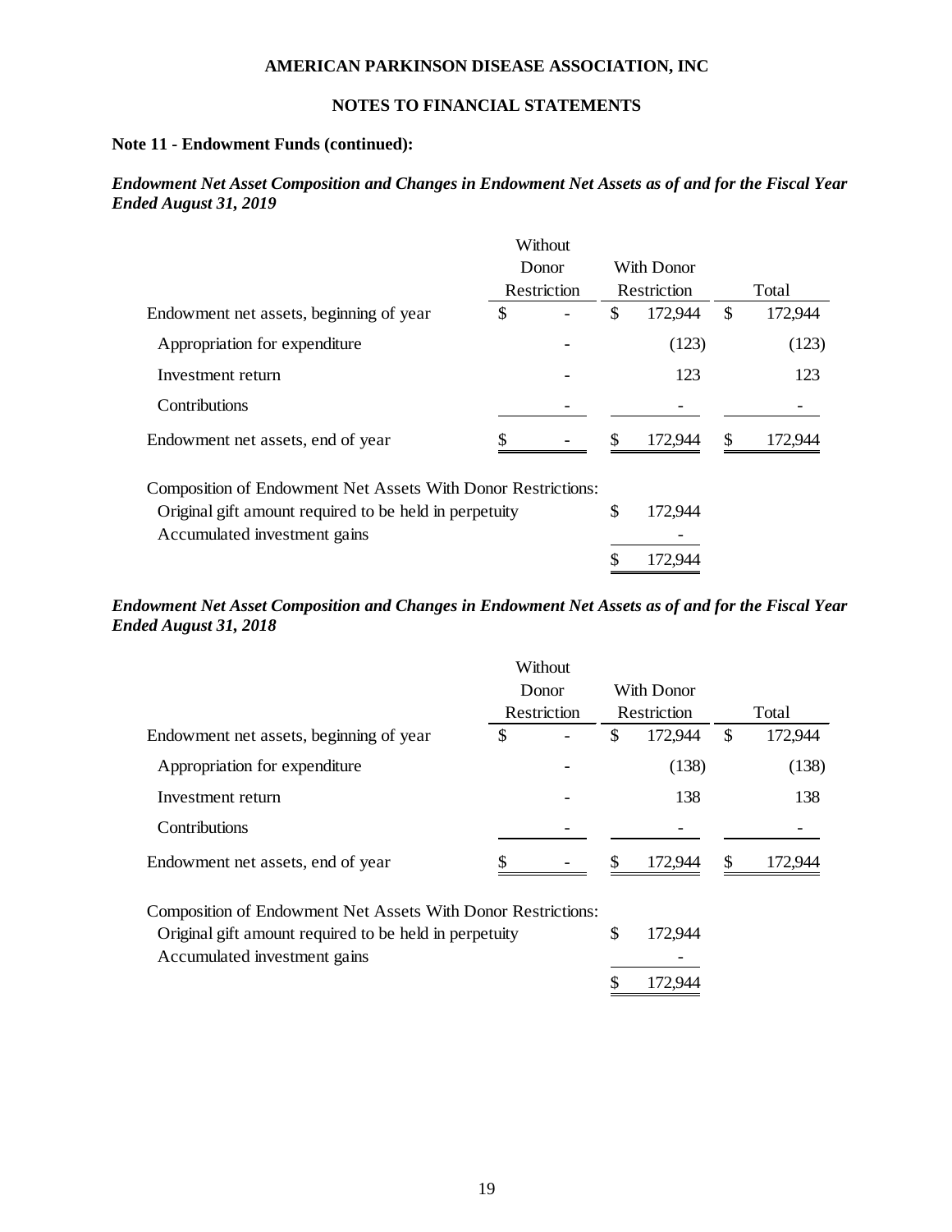# AMERICAN PARKINSON DISEASE ASSOCIATION, INC

## NOTES TO FINANCIAL STATEMENTS

### Note 11 - Endowment Funds (continued):

***Endowment Net Asset Composition and Changes in Endowment Net Assets as of and for the Fiscal Year Ended August 31, 2019***

| | Without Donor Restriction | With Donor Restriction | Total |
|---|---|---|---|
| Endowment net assets, beginning of year | $ - | $ 172,944 | $ 172,944 |
| Appropriation for expenditure | - | (123) | (123) |
| Investment return | - | 123 | 123 |
| Contributions | - | - | - |
| Endowment net assets, end of year | $ - | $ 172,944 | $ 172,944 |

| Composition of Endowment Net Assets With Donor Restrictions: | |
|---|---|
| Original gift amount required to be held in perpetuity | $ 172,944 |
| Accumulated investment gains | - |
| | $ 172,944 |

***Endowment Net Asset Composition and Changes in Endowment Net Assets as of and for the Fiscal Year Ended August 31, 2018***

| | Without Donor Restriction | With Donor Restriction | Total |
|---|---|---|---|
| Endowment net assets, beginning of year | $ - | $ 172,944 | $ 172,944 |
| Appropriation for expenditure | - | (138) | (138) |
| Investment return | - | 138 | 138 |
| Contributions | - | - | - |
| Endowment net assets, end of year | $ - | $ 172,944 | $ 172,944 |

| Composition of Endowment Net Assets With Donor Restrictions: | |
|---|---|
| Original gift amount required to be held in perpetuity | $ 172,944 |
| Accumulated investment gains | - |
| | $ 172,944 |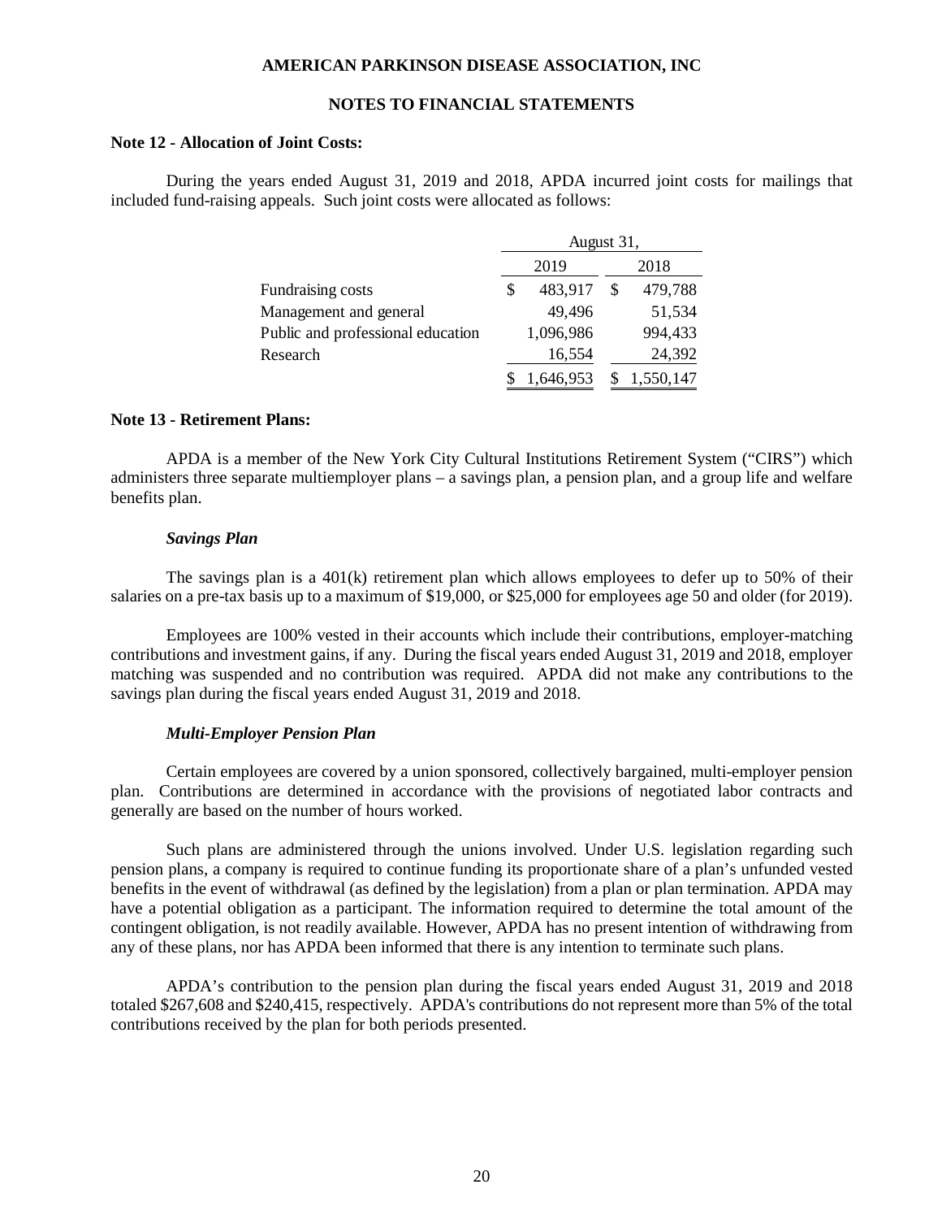## Note 12 - Allocation of Joint Costs:

During the years ended August 31, 2019 and 2018, APDA incurred joint costs for mailings that included fund-raising appeals. Such joint costs were allocated as follows:

| | August 31, | |
|---|---|---|
| | 2019 | 2018 |
| Fundraising costs | $ 483,917 | $ 479,788 |
| Management and general | 49,496 | 51,534 |
| Public and professional education | 1,096,986 | 994,433 |
| Research | 16,554 | 24,392 |
| | $ 1,646,953 | $ 1,550,147 |

## Note 13 - Retirement Plans:

APDA is a member of the New York City Cultural Institutions Retirement System ("CIRS") which administers three separate multiemployer plans – a savings plan, a pension plan, and a group life and welfare benefits plan.

### *Savings Plan*

The savings plan is a 401(k) retirement plan which allows employees to defer up to 50% of their salaries on a pre-tax basis up to a maximum of $19,000, or $25,000 for employees age 50 and older (for 2019).

Employees are 100% vested in their accounts which include their contributions, employer-matching contributions and investment gains, if any. During the fiscal years ended August 31, 2019 and 2018, employer matching was suspended and no contribution was required. APDA did not make any contributions to the savings plan during the fiscal years ended August 31, 2019 and 2018.

### *Multi-Employer Pension Plan*

Certain employees are covered by a union sponsored, collectively bargained, multi-employer pension plan. Contributions are determined in accordance with the provisions of negotiated labor contracts and generally are based on the number of hours worked.

Such plans are administered through the unions involved. Under U.S. legislation regarding such pension plans, a company is required to continue funding its proportionate share of a plan's unfunded vested benefits in the event of withdrawal (as defined by the legislation) from a plan or plan termination. APDA may have a potential obligation as a participant. The information required to determine the total amount of the contingent obligation, is not readily available. However, APDA has no present intention of withdrawing from any of these plans, nor has APDA been informed that there is any intention to terminate such plans.

APDA's contribution to the pension plan during the fiscal years ended August 31, 2019 and 2018 totaled $267,608 and $240,415, respectively. APDA's contributions do not represent more than 5% of the total contributions received by the plan for both periods presented.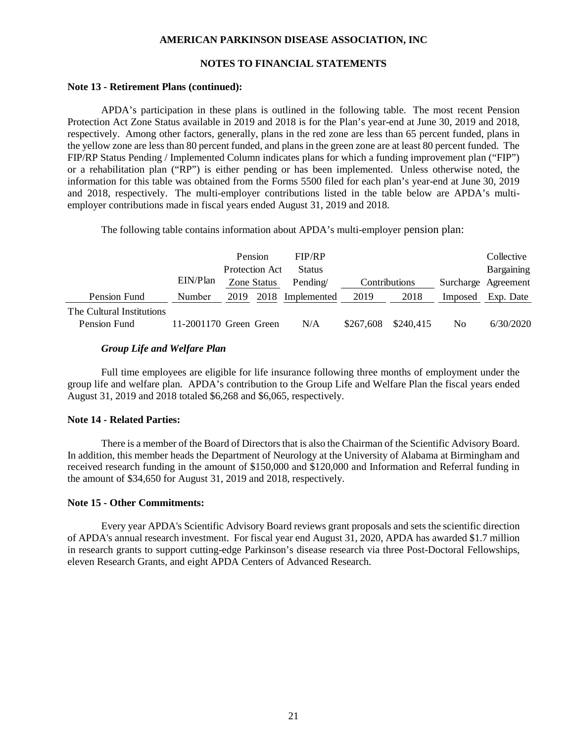# AMERICAN PARKINSON DISEASE ASSOCIATION, INC

## NOTES TO FINANCIAL STATEMENTS

**Note 13 - Retirement Plans (continued):**

APDA's participation in these plans is outlined in the following table. The most recent Pension Protection Act Zone Status available in 2019 and 2018 is for the Plan's year-end at June 30, 2019 and 2018, respectively. Among other factors, generally, plans in the red zone are less than 65 percent funded, plans in the yellow zone are less than 80 percent funded, and plans in the green zone are at least 80 percent funded. The FIP/RP Status Pending / Implemented Column indicates plans for which a funding improvement plan ("FIP") or a rehabilitation plan ("RP") is either pending or has been implemented. Unless otherwise noted, the information for this table was obtained from the Forms 5500 filed for each plan's year-end at June 30, 2019 and 2018, respectively. The multi-employer contributions listed in the table below are APDA's multi-employer contributions made in fiscal years ended August 31, 2019 and 2018.

The following table contains information about APDA's multi-employer pension plan:

| Pension Fund | EIN/Plan Number | Pension Protection Act Zone Status | | FIP/RP Status Pending/ Implemented | Contributions | | Surcharge Imposed | Collective Bargaining Agreement Exp. Date |
|---|---|---|---|---|---|---|---|---|
| | | 2019 | 2018 | | 2019 | 2018 | | |
| The Cultural Institutions Pension Fund | 11-2001170 | Green | Green | N/A | $267,608 | $240,415 | No | 6/30/2020 |

***Group Life and Welfare Plan***

Full time employees are eligible for life insurance following three months of employment under the group life and welfare plan. APDA's contribution to the Group Life and Welfare Plan the fiscal years ended August 31, 2019 and 2018 totaled $6,268 and $6,065, respectively.

**Note 14 - Related Parties:**

There is a member of the Board of Directors that is also the Chairman of the Scientific Advisory Board. In addition, this member heads the Department of Neurology at the University of Alabama at Birmingham and received research funding in the amount of $150,000 and $120,000 and Information and Referral funding in the amount of $34,650 for August 31, 2019 and 2018, respectively.

**Note 15 - Other Commitments:**

Every year APDA's Scientific Advisory Board reviews grant proposals and sets the scientific direction of APDA's annual research investment. For fiscal year end August 31, 2020, APDA has awarded $1.7 million in research grants to support cutting-edge Parkinson's disease research via three Post-Doctoral Fellowships, eleven Research Grants, and eight APDA Centers of Advanced Research.